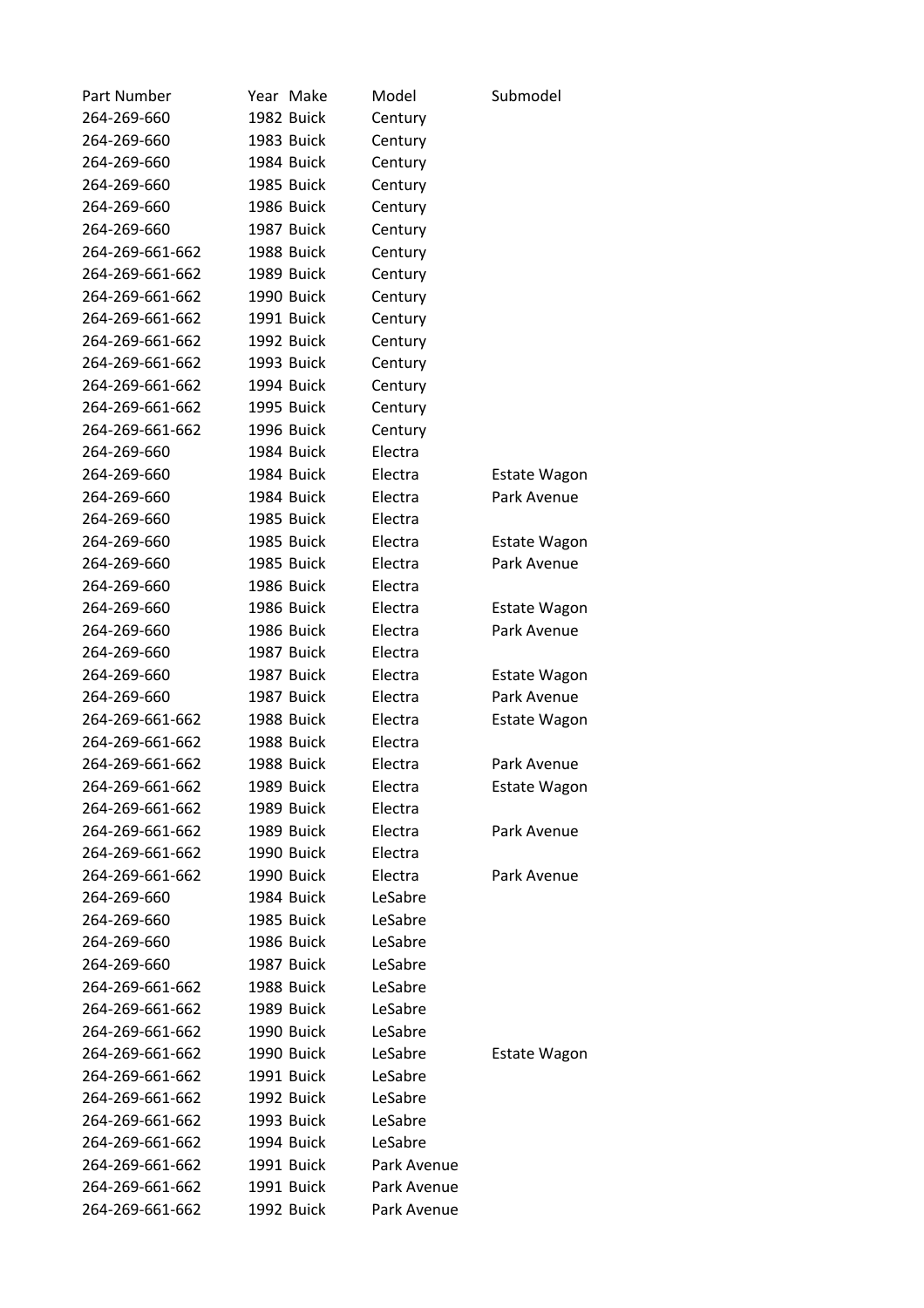| Part Number | Year | Make | Model | Submodel |
|---|---|---|---|---|
| 264-269-660 | 1982 | Buick | Century | |
| 264-269-660 | 1983 | Buick | Century | |
| 264-269-660 | 1984 | Buick | Century | |
| 264-269-660 | 1985 | Buick | Century | |
| 264-269-660 | 1986 | Buick | Century | |
| 264-269-660 | 1987 | Buick | Century | |
| 264-269-661-662 | 1988 | Buick | Century | |
| 264-269-661-662 | 1989 | Buick | Century | |
| 264-269-661-662 | 1990 | Buick | Century | |
| 264-269-661-662 | 1991 | Buick | Century | |
| 264-269-661-662 | 1992 | Buick | Century | |
| 264-269-661-662 | 1993 | Buick | Century | |
| 264-269-661-662 | 1994 | Buick | Century | |
| 264-269-661-662 | 1995 | Buick | Century | |
| 264-269-661-662 | 1996 | Buick | Century | |
| 264-269-660 | 1984 | Buick | Electra | |
| 264-269-660 | 1984 | Buick | Electra | Estate Wagon |
| 264-269-660 | 1984 | Buick | Electra | Park Avenue |
| 264-269-660 | 1985 | Buick | Electra | |
| 264-269-660 | 1985 | Buick | Electra | Estate Wagon |
| 264-269-660 | 1985 | Buick | Electra | Park Avenue |
| 264-269-660 | 1986 | Buick | Electra | |
| 264-269-660 | 1986 | Buick | Electra | Estate Wagon |
| 264-269-660 | 1986 | Buick | Electra | Park Avenue |
| 264-269-660 | 1987 | Buick | Electra | |
| 264-269-660 | 1987 | Buick | Electra | Estate Wagon |
| 264-269-660 | 1987 | Buick | Electra | Park Avenue |
| 264-269-661-662 | 1988 | Buick | Electra | Estate Wagon |
| 264-269-661-662 | 1988 | Buick | Electra | |
| 264-269-661-662 | 1988 | Buick | Electra | Park Avenue |
| 264-269-661-662 | 1989 | Buick | Electra | Estate Wagon |
| 264-269-661-662 | 1989 | Buick | Electra | |
| 264-269-661-662 | 1989 | Buick | Electra | Park Avenue |
| 264-269-661-662 | 1990 | Buick | Electra | |
| 264-269-661-662 | 1990 | Buick | Electra | Park Avenue |
| 264-269-660 | 1984 | Buick | LeSabre | |
| 264-269-660 | 1985 | Buick | LeSabre | |
| 264-269-660 | 1986 | Buick | LeSabre | |
| 264-269-660 | 1987 | Buick | LeSabre | |
| 264-269-661-662 | 1988 | Buick | LeSabre | |
| 264-269-661-662 | 1989 | Buick | LeSabre | |
| 264-269-661-662 | 1990 | Buick | LeSabre | |
| 264-269-661-662 | 1990 | Buick | LeSabre | Estate Wagon |
| 264-269-661-662 | 1991 | Buick | LeSabre | |
| 264-269-661-662 | 1992 | Buick | LeSabre | |
| 264-269-661-662 | 1993 | Buick | LeSabre | |
| 264-269-661-662 | 1994 | Buick | LeSabre | |
| 264-269-661-662 | 1991 | Buick | Park Avenue | |
| 264-269-661-662 | 1991 | Buick | Park Avenue | |
| 264-269-661-662 | 1992 | Buick | Park Avenue | |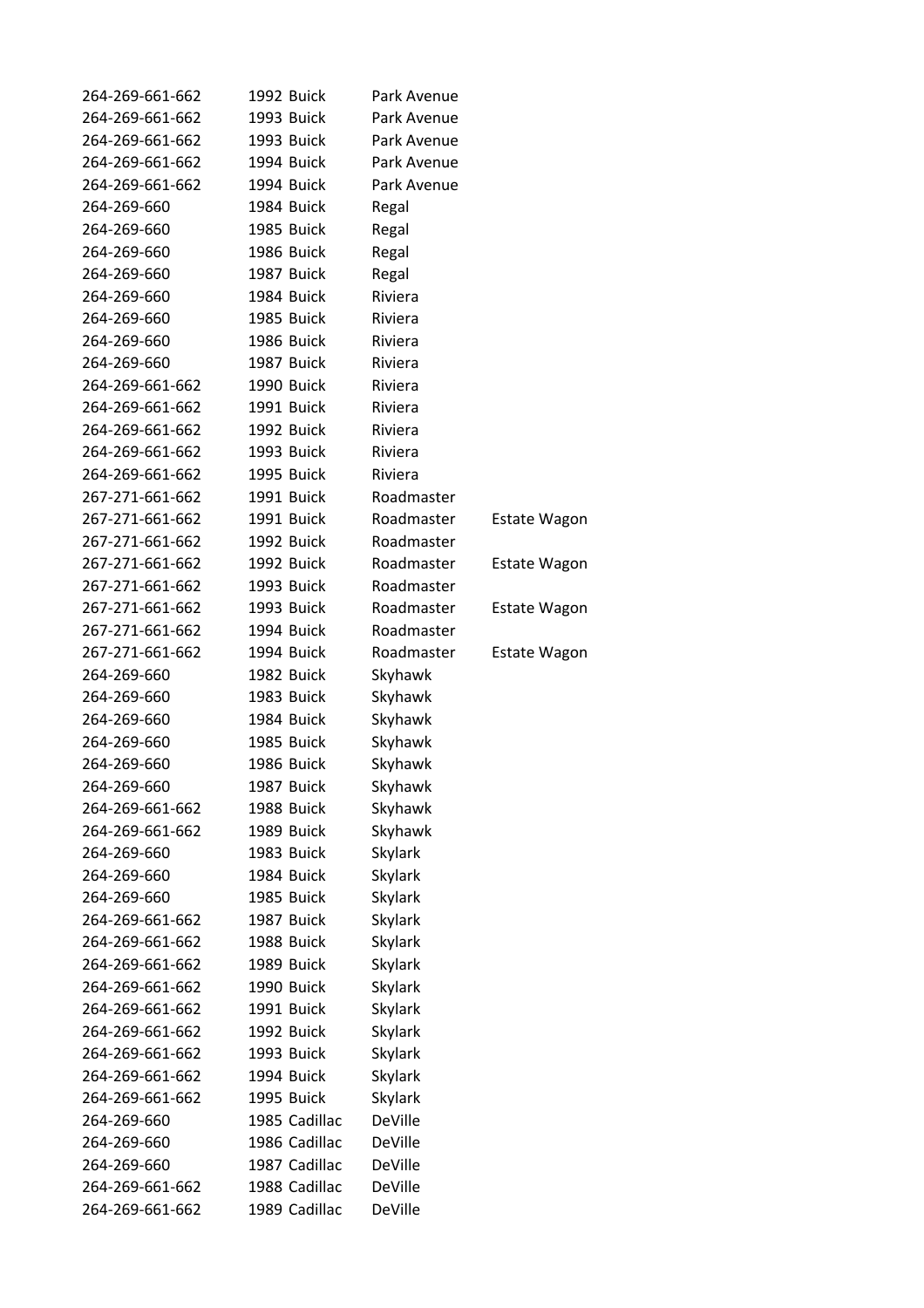| | | | |
|---|---|---|---|
| 264-269-661-662 | 1992 Buick | Park Avenue | |
| 264-269-661-662 | 1993 Buick | Park Avenue | |
| 264-269-661-662 | 1993 Buick | Park Avenue | |
| 264-269-661-662 | 1994 Buick | Park Avenue | |
| 264-269-661-662 | 1994 Buick | Park Avenue | |
| 264-269-660 | 1984 Buick | Regal | |
| 264-269-660 | 1985 Buick | Regal | |
| 264-269-660 | 1986 Buick | Regal | |
| 264-269-660 | 1987 Buick | Regal | |
| 264-269-660 | 1984 Buick | Riviera | |
| 264-269-660 | 1985 Buick | Riviera | |
| 264-269-660 | 1986 Buick | Riviera | |
| 264-269-660 | 1987 Buick | Riviera | |
| 264-269-661-662 | 1990 Buick | Riviera | |
| 264-269-661-662 | 1991 Buick | Riviera | |
| 264-269-661-662 | 1992 Buick | Riviera | |
| 264-269-661-662 | 1993 Buick | Riviera | |
| 264-269-661-662 | 1995 Buick | Riviera | |
| 267-271-661-662 | 1991 Buick | Roadmaster | |
| 267-271-661-662 | 1991 Buick | Roadmaster | Estate Wagon |
| 267-271-661-662 | 1992 Buick | Roadmaster | |
| 267-271-661-662 | 1992 Buick | Roadmaster | Estate Wagon |
| 267-271-661-662 | 1993 Buick | Roadmaster | |
| 267-271-661-662 | 1993 Buick | Roadmaster | Estate Wagon |
| 267-271-661-662 | 1994 Buick | Roadmaster | |
| 267-271-661-662 | 1994 Buick | Roadmaster | Estate Wagon |
| 264-269-660 | 1982 Buick | Skyhawk | |
| 264-269-660 | 1983 Buick | Skyhawk | |
| 264-269-660 | 1984 Buick | Skyhawk | |
| 264-269-660 | 1985 Buick | Skyhawk | |
| 264-269-660 | 1986 Buick | Skyhawk | |
| 264-269-660 | 1987 Buick | Skyhawk | |
| 264-269-661-662 | 1988 Buick | Skyhawk | |
| 264-269-661-662 | 1989 Buick | Skyhawk | |
| 264-269-660 | 1983 Buick | Skylark | |
| 264-269-660 | 1984 Buick | Skylark | |
| 264-269-660 | 1985 Buick | Skylark | |
| 264-269-661-662 | 1987 Buick | Skylark | |
| 264-269-661-662 | 1988 Buick | Skylark | |
| 264-269-661-662 | 1989 Buick | Skylark | |
| 264-269-661-662 | 1990 Buick | Skylark | |
| 264-269-661-662 | 1991 Buick | Skylark | |
| 264-269-661-662 | 1992 Buick | Skylark | |
| 264-269-661-662 | 1993 Buick | Skylark | |
| 264-269-661-662 | 1994 Buick | Skylark | |
| 264-269-661-662 | 1995 Buick | Skylark | |
| 264-269-660 | 1985 Cadillac | DeVille | |
| 264-269-660 | 1986 Cadillac | DeVille | |
| 264-269-660 | 1987 Cadillac | DeVille | |
| 264-269-661-662 | 1988 Cadillac | DeVille | |
| 264-269-661-662 | 1989 Cadillac | DeVille | |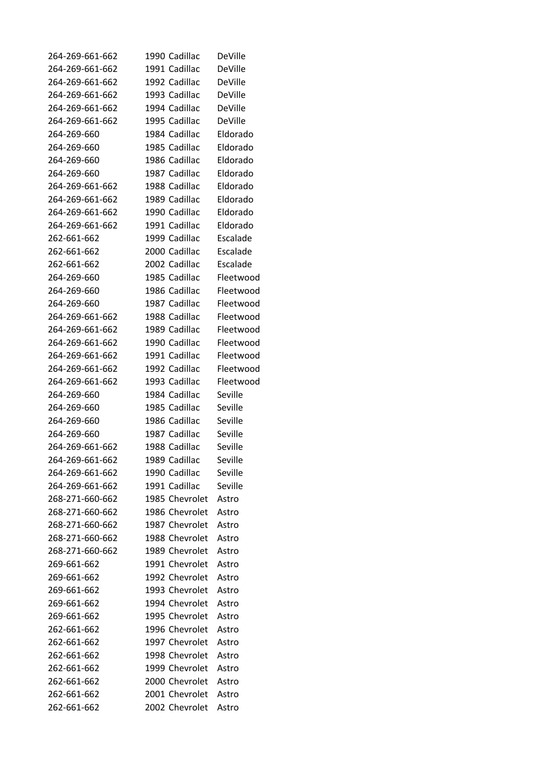| | | | |
|---|---|---|---|
| 264-269-661-662 | 1990 | Cadillac | DeVille |
| 264-269-661-662 | 1991 | Cadillac | DeVille |
| 264-269-661-662 | 1992 | Cadillac | DeVille |
| 264-269-661-662 | 1993 | Cadillac | DeVille |
| 264-269-661-662 | 1994 | Cadillac | DeVille |
| 264-269-661-662 | 1995 | Cadillac | DeVille |
| 264-269-660 | 1984 | Cadillac | Eldorado |
| 264-269-660 | 1985 | Cadillac | Eldorado |
| 264-269-660 | 1986 | Cadillac | Eldorado |
| 264-269-660 | 1987 | Cadillac | Eldorado |
| 264-269-661-662 | 1988 | Cadillac | Eldorado |
| 264-269-661-662 | 1989 | Cadillac | Eldorado |
| 264-269-661-662 | 1990 | Cadillac | Eldorado |
| 264-269-661-662 | 1991 | Cadillac | Eldorado |
| 262-661-662 | 1999 | Cadillac | Escalade |
| 262-661-662 | 2000 | Cadillac | Escalade |
| 262-661-662 | 2002 | Cadillac | Escalade |
| 264-269-660 | 1985 | Cadillac | Fleetwood |
| 264-269-660 | 1986 | Cadillac | Fleetwood |
| 264-269-660 | 1987 | Cadillac | Fleetwood |
| 264-269-661-662 | 1988 | Cadillac | Fleetwood |
| 264-269-661-662 | 1989 | Cadillac | Fleetwood |
| 264-269-661-662 | 1990 | Cadillac | Fleetwood |
| 264-269-661-662 | 1991 | Cadillac | Fleetwood |
| 264-269-661-662 | 1992 | Cadillac | Fleetwood |
| 264-269-661-662 | 1993 | Cadillac | Fleetwood |
| 264-269-660 | 1984 | Cadillac | Seville |
| 264-269-660 | 1985 | Cadillac | Seville |
| 264-269-660 | 1986 | Cadillac | Seville |
| 264-269-660 | 1987 | Cadillac | Seville |
| 264-269-661-662 | 1988 | Cadillac | Seville |
| 264-269-661-662 | 1989 | Cadillac | Seville |
| 264-269-661-662 | 1990 | Cadillac | Seville |
| 264-269-661-662 | 1991 | Cadillac | Seville |
| 268-271-660-662 | 1985 | Chevrolet | Astro |
| 268-271-660-662 | 1986 | Chevrolet | Astro |
| 268-271-660-662 | 1987 | Chevrolet | Astro |
| 268-271-660-662 | 1988 | Chevrolet | Astro |
| 268-271-660-662 | 1989 | Chevrolet | Astro |
| 269-661-662 | 1991 | Chevrolet | Astro |
| 269-661-662 | 1992 | Chevrolet | Astro |
| 269-661-662 | 1993 | Chevrolet | Astro |
| 269-661-662 | 1994 | Chevrolet | Astro |
| 269-661-662 | 1995 | Chevrolet | Astro |
| 262-661-662 | 1996 | Chevrolet | Astro |
| 262-661-662 | 1997 | Chevrolet | Astro |
| 262-661-662 | 1998 | Chevrolet | Astro |
| 262-661-662 | 1999 | Chevrolet | Astro |
| 262-661-662 | 2000 | Chevrolet | Astro |
| 262-661-662 | 2001 | Chevrolet | Astro |
| 262-661-662 | 2002 | Chevrolet | Astro |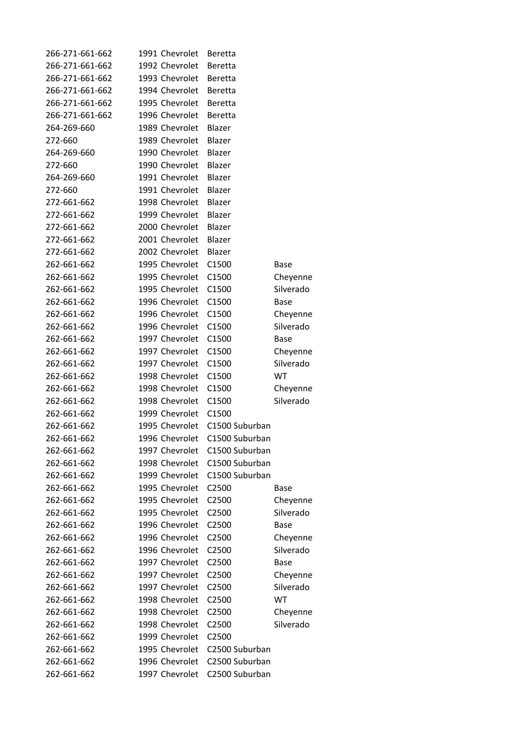| | | | |
|---|---|---|---|
| 266-271-661-662 | 1991 Chevrolet | Beretta | |
| 266-271-661-662 | 1992 Chevrolet | Beretta | |
| 266-271-661-662 | 1993 Chevrolet | Beretta | |
| 266-271-661-662 | 1994 Chevrolet | Beretta | |
| 266-271-661-662 | 1995 Chevrolet | Beretta | |
| 266-271-661-662 | 1996 Chevrolet | Beretta | |
| 264-269-660 | 1989 Chevrolet | Blazer | |
| 272-660 | 1989 Chevrolet | Blazer | |
| 264-269-660 | 1990 Chevrolet | Blazer | |
| 272-660 | 1990 Chevrolet | Blazer | |
| 264-269-660 | 1991 Chevrolet | Blazer | |
| 272-660 | 1991 Chevrolet | Blazer | |
| 272-661-662 | 1998 Chevrolet | Blazer | |
| 272-661-662 | 1999 Chevrolet | Blazer | |
| 272-661-662 | 2000 Chevrolet | Blazer | |
| 272-661-662 | 2001 Chevrolet | Blazer | |
| 272-661-662 | 2002 Chevrolet | Blazer | |
| 262-661-662 | 1995 Chevrolet | C1500 | Base |
| 262-661-662 | 1995 Chevrolet | C1500 | Cheyenne |
| 262-661-662 | 1995 Chevrolet | C1500 | Silverado |
| 262-661-662 | 1996 Chevrolet | C1500 | Base |
| 262-661-662 | 1996 Chevrolet | C1500 | Cheyenne |
| 262-661-662 | 1996 Chevrolet | C1500 | Silverado |
| 262-661-662 | 1997 Chevrolet | C1500 | Base |
| 262-661-662 | 1997 Chevrolet | C1500 | Cheyenne |
| 262-661-662 | 1997 Chevrolet | C1500 | Silverado |
| 262-661-662 | 1998 Chevrolet | C1500 | WT |
| 262-661-662 | 1998 Chevrolet | C1500 | Cheyenne |
| 262-661-662 | 1998 Chevrolet | C1500 | Silverado |
| 262-661-662 | 1999 Chevrolet | C1500 | |
| 262-661-662 | 1995 Chevrolet | C1500 Suburban | |
| 262-661-662 | 1996 Chevrolet | C1500 Suburban | |
| 262-661-662 | 1997 Chevrolet | C1500 Suburban | |
| 262-661-662 | 1998 Chevrolet | C1500 Suburban | |
| 262-661-662 | 1999 Chevrolet | C1500 Suburban | |
| 262-661-662 | 1995 Chevrolet | C2500 | Base |
| 262-661-662 | 1995 Chevrolet | C2500 | Cheyenne |
| 262-661-662 | 1995 Chevrolet | C2500 | Silverado |
| 262-661-662 | 1996 Chevrolet | C2500 | Base |
| 262-661-662 | 1996 Chevrolet | C2500 | Cheyenne |
| 262-661-662 | 1996 Chevrolet | C2500 | Silverado |
| 262-661-662 | 1997 Chevrolet | C2500 | Base |
| 262-661-662 | 1997 Chevrolet | C2500 | Cheyenne |
| 262-661-662 | 1997 Chevrolet | C2500 | Silverado |
| 262-661-662 | 1998 Chevrolet | C2500 | WT |
| 262-661-662 | 1998 Chevrolet | C2500 | Cheyenne |
| 262-661-662 | 1998 Chevrolet | C2500 | Silverado |
| 262-661-662 | 1999 Chevrolet | C2500 | |
| 262-661-662 | 1995 Chevrolet | C2500 Suburban | |
| 262-661-662 | 1996 Chevrolet | C2500 Suburban | |
| 262-661-662 | 1997 Chevrolet | C2500 Suburban | |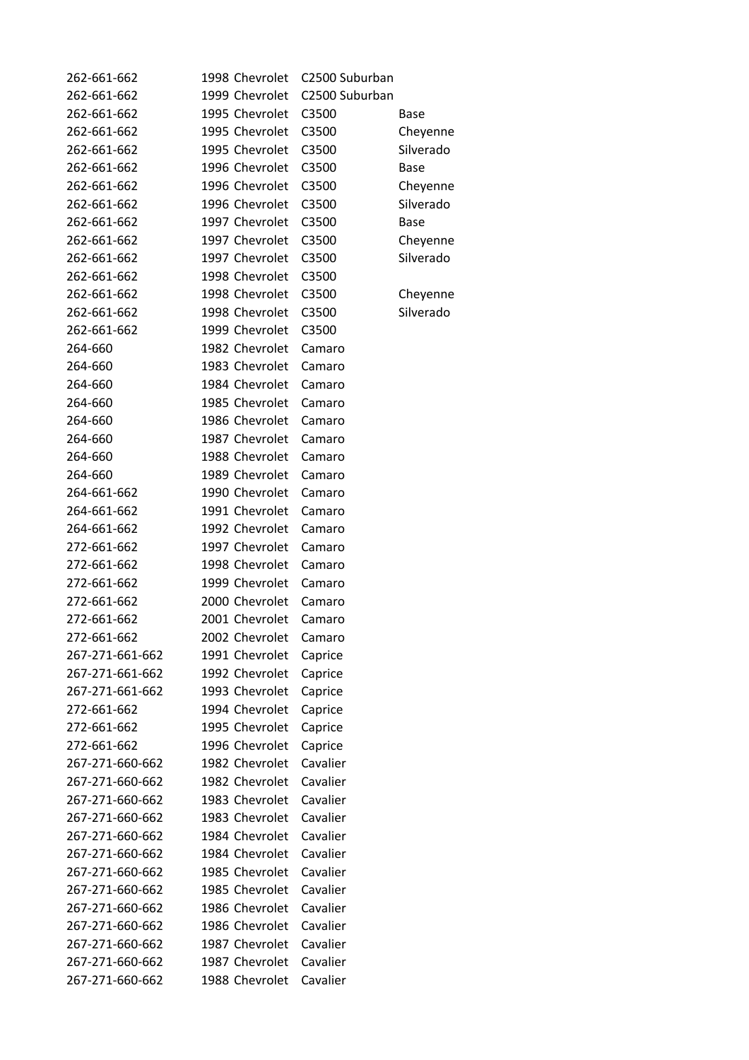| | | | | |
|---|---|---|---|---|
| 262-661-662 | 1998 | Chevrolet | C2500 Suburban | |
| 262-661-662 | 1999 | Chevrolet | C2500 Suburban | |
| 262-661-662 | 1995 | Chevrolet | C3500 | Base |
| 262-661-662 | 1995 | Chevrolet | C3500 | Cheyenne |
| 262-661-662 | 1995 | Chevrolet | C3500 | Silverado |
| 262-661-662 | 1996 | Chevrolet | C3500 | Base |
| 262-661-662 | 1996 | Chevrolet | C3500 | Cheyenne |
| 262-661-662 | 1996 | Chevrolet | C3500 | Silverado |
| 262-661-662 | 1997 | Chevrolet | C3500 | Base |
| 262-661-662 | 1997 | Chevrolet | C3500 | Cheyenne |
| 262-661-662 | 1997 | Chevrolet | C3500 | Silverado |
| 262-661-662 | 1998 | Chevrolet | C3500 | |
| 262-661-662 | 1998 | Chevrolet | C3500 | Cheyenne |
| 262-661-662 | 1998 | Chevrolet | C3500 | Silverado |
| 262-661-662 | 1999 | Chevrolet | C3500 | |
| 264-660 | 1982 | Chevrolet | Camaro | |
| 264-660 | 1983 | Chevrolet | Camaro | |
| 264-660 | 1984 | Chevrolet | Camaro | |
| 264-660 | 1985 | Chevrolet | Camaro | |
| 264-660 | 1986 | Chevrolet | Camaro | |
| 264-660 | 1987 | Chevrolet | Camaro | |
| 264-660 | 1988 | Chevrolet | Camaro | |
| 264-660 | 1989 | Chevrolet | Camaro | |
| 264-661-662 | 1990 | Chevrolet | Camaro | |
| 264-661-662 | 1991 | Chevrolet | Camaro | |
| 264-661-662 | 1992 | Chevrolet | Camaro | |
| 272-661-662 | 1997 | Chevrolet | Camaro | |
| 272-661-662 | 1998 | Chevrolet | Camaro | |
| 272-661-662 | 1999 | Chevrolet | Camaro | |
| 272-661-662 | 2000 | Chevrolet | Camaro | |
| 272-661-662 | 2001 | Chevrolet | Camaro | |
| 272-661-662 | 2002 | Chevrolet | Camaro | |
| 267-271-661-662 | 1991 | Chevrolet | Caprice | |
| 267-271-661-662 | 1992 | Chevrolet | Caprice | |
| 267-271-661-662 | 1993 | Chevrolet | Caprice | |
| 272-661-662 | 1994 | Chevrolet | Caprice | |
| 272-661-662 | 1995 | Chevrolet | Caprice | |
| 272-661-662 | 1996 | Chevrolet | Caprice | |
| 267-271-660-662 | 1982 | Chevrolet | Cavalier | |
| 267-271-660-662 | 1982 | Chevrolet | Cavalier | |
| 267-271-660-662 | 1983 | Chevrolet | Cavalier | |
| 267-271-660-662 | 1983 | Chevrolet | Cavalier | |
| 267-271-660-662 | 1984 | Chevrolet | Cavalier | |
| 267-271-660-662 | 1984 | Chevrolet | Cavalier | |
| 267-271-660-662 | 1985 | Chevrolet | Cavalier | |
| 267-271-660-662 | 1985 | Chevrolet | Cavalier | |
| 267-271-660-662 | 1986 | Chevrolet | Cavalier | |
| 267-271-660-662 | 1986 | Chevrolet | Cavalier | |
| 267-271-660-662 | 1987 | Chevrolet | Cavalier | |
| 267-271-660-662 | 1987 | Chevrolet | Cavalier | |
| 267-271-660-662 | 1988 | Chevrolet | Cavalier | |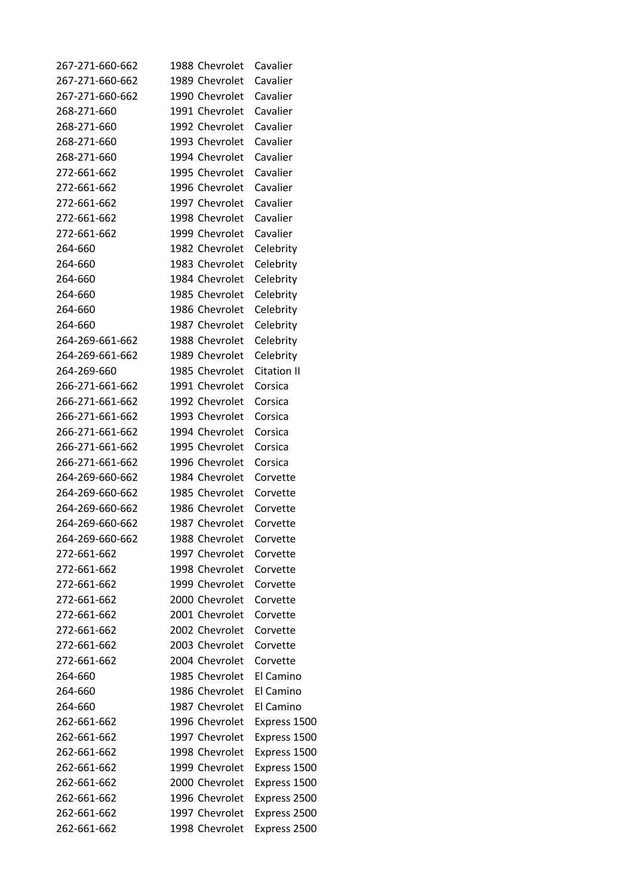| | | | |
|---|---|---|---|
| 267-271-660-662 | 1988 | Chevrolet | Cavalier |
| 267-271-660-662 | 1989 | Chevrolet | Cavalier |
| 267-271-660-662 | 1990 | Chevrolet | Cavalier |
| 268-271-660 | 1991 | Chevrolet | Cavalier |
| 268-271-660 | 1992 | Chevrolet | Cavalier |
| 268-271-660 | 1993 | Chevrolet | Cavalier |
| 268-271-660 | 1994 | Chevrolet | Cavalier |
| 272-661-662 | 1995 | Chevrolet | Cavalier |
| 272-661-662 | 1996 | Chevrolet | Cavalier |
| 272-661-662 | 1997 | Chevrolet | Cavalier |
| 272-661-662 | 1998 | Chevrolet | Cavalier |
| 272-661-662 | 1999 | Chevrolet | Cavalier |
| 264-660 | 1982 | Chevrolet | Celebrity |
| 264-660 | 1983 | Chevrolet | Celebrity |
| 264-660 | 1984 | Chevrolet | Celebrity |
| 264-660 | 1985 | Chevrolet | Celebrity |
| 264-660 | 1986 | Chevrolet | Celebrity |
| 264-660 | 1987 | Chevrolet | Celebrity |
| 264-269-661-662 | 1988 | Chevrolet | Celebrity |
| 264-269-661-662 | 1989 | Chevrolet | Celebrity |
| 264-269-660 | 1985 | Chevrolet | Citation II |
| 266-271-661-662 | 1991 | Chevrolet | Corsica |
| 266-271-661-662 | 1992 | Chevrolet | Corsica |
| 266-271-661-662 | 1993 | Chevrolet | Corsica |
| 266-271-661-662 | 1994 | Chevrolet | Corsica |
| 266-271-661-662 | 1995 | Chevrolet | Corsica |
| 266-271-661-662 | 1996 | Chevrolet | Corsica |
| 264-269-660-662 | 1984 | Chevrolet | Corvette |
| 264-269-660-662 | 1985 | Chevrolet | Corvette |
| 264-269-660-662 | 1986 | Chevrolet | Corvette |
| 264-269-660-662 | 1987 | Chevrolet | Corvette |
| 264-269-660-662 | 1988 | Chevrolet | Corvette |
| 272-661-662 | 1997 | Chevrolet | Corvette |
| 272-661-662 | 1998 | Chevrolet | Corvette |
| 272-661-662 | 1999 | Chevrolet | Corvette |
| 272-661-662 | 2000 | Chevrolet | Corvette |
| 272-661-662 | 2001 | Chevrolet | Corvette |
| 272-661-662 | 2002 | Chevrolet | Corvette |
| 272-661-662 | 2003 | Chevrolet | Corvette |
| 272-661-662 | 2004 | Chevrolet | Corvette |
| 264-660 | 1985 | Chevrolet | El Camino |
| 264-660 | 1986 | Chevrolet | El Camino |
| 264-660 | 1987 | Chevrolet | El Camino |
| 262-661-662 | 1996 | Chevrolet | Express 1500 |
| 262-661-662 | 1997 | Chevrolet | Express 1500 |
| 262-661-662 | 1998 | Chevrolet | Express 1500 |
| 262-661-662 | 1999 | Chevrolet | Express 1500 |
| 262-661-662 | 2000 | Chevrolet | Express 1500 |
| 262-661-662 | 1996 | Chevrolet | Express 2500 |
| 262-661-662 | 1997 | Chevrolet | Express 2500 |
| 262-661-662 | 1998 | Chevrolet | Express 2500 |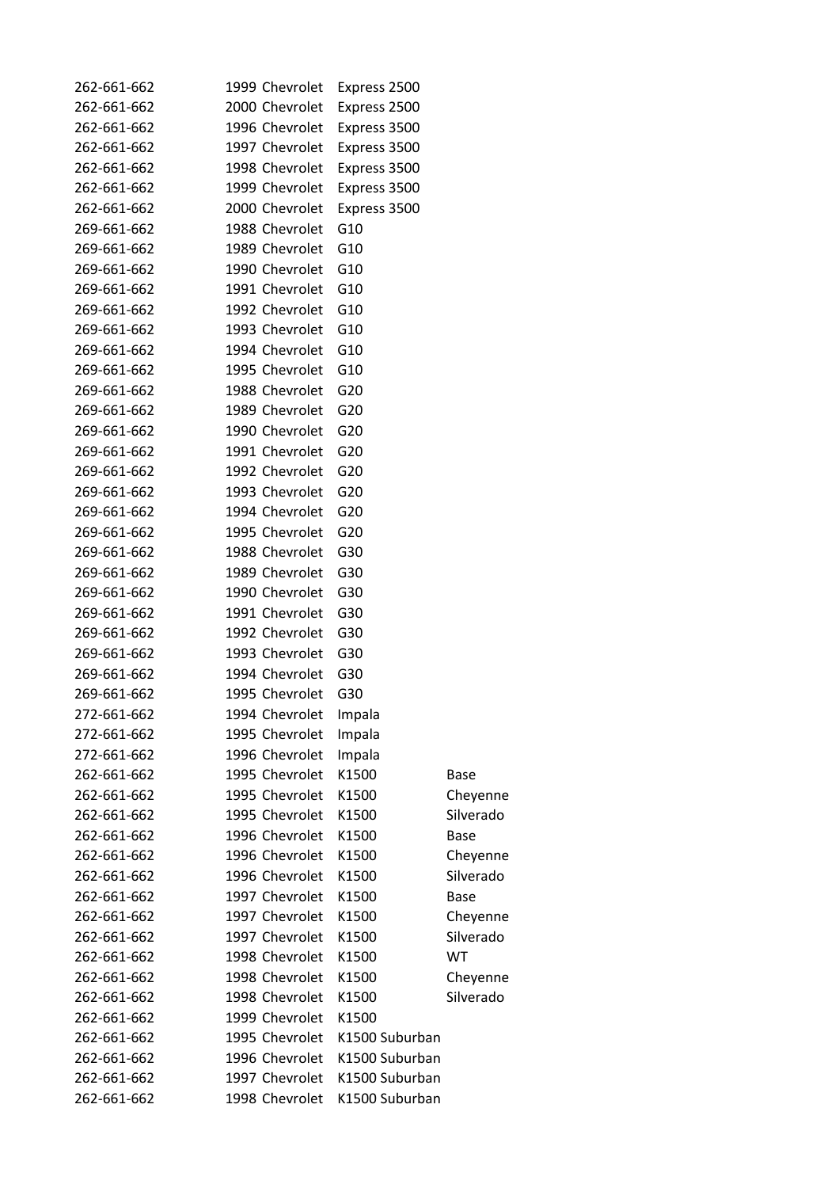| | | | | |
|---|---|---|---|---|
| 262-661-662 | 1999 | Chevrolet | Express 2500 | |
| 262-661-662 | 2000 | Chevrolet | Express 2500 | |
| 262-661-662 | 1996 | Chevrolet | Express 3500 | |
| 262-661-662 | 1997 | Chevrolet | Express 3500 | |
| 262-661-662 | 1998 | Chevrolet | Express 3500 | |
| 262-661-662 | 1999 | Chevrolet | Express 3500 | |
| 262-661-662 | 2000 | Chevrolet | Express 3500 | |
| 269-661-662 | 1988 | Chevrolet | G10 | |
| 269-661-662 | 1989 | Chevrolet | G10 | |
| 269-661-662 | 1990 | Chevrolet | G10 | |
| 269-661-662 | 1991 | Chevrolet | G10 | |
| 269-661-662 | 1992 | Chevrolet | G10 | |
| 269-661-662 | 1993 | Chevrolet | G10 | |
| 269-661-662 | 1994 | Chevrolet | G10 | |
| 269-661-662 | 1995 | Chevrolet | G10 | |
| 269-661-662 | 1988 | Chevrolet | G20 | |
| 269-661-662 | 1989 | Chevrolet | G20 | |
| 269-661-662 | 1990 | Chevrolet | G20 | |
| 269-661-662 | 1991 | Chevrolet | G20 | |
| 269-661-662 | 1992 | Chevrolet | G20 | |
| 269-661-662 | 1993 | Chevrolet | G20 | |
| 269-661-662 | 1994 | Chevrolet | G20 | |
| 269-661-662 | 1995 | Chevrolet | G20 | |
| 269-661-662 | 1988 | Chevrolet | G30 | |
| 269-661-662 | 1989 | Chevrolet | G30 | |
| 269-661-662 | 1990 | Chevrolet | G30 | |
| 269-661-662 | 1991 | Chevrolet | G30 | |
| 269-661-662 | 1992 | Chevrolet | G30 | |
| 269-661-662 | 1993 | Chevrolet | G30 | |
| 269-661-662 | 1994 | Chevrolet | G30 | |
| 269-661-662 | 1995 | Chevrolet | G30 | |
| 272-661-662 | 1994 | Chevrolet | Impala | |
| 272-661-662 | 1995 | Chevrolet | Impala | |
| 272-661-662 | 1996 | Chevrolet | Impala | |
| 262-661-662 | 1995 | Chevrolet | K1500 | Base |
| 262-661-662 | 1995 | Chevrolet | K1500 | Cheyenne |
| 262-661-662 | 1995 | Chevrolet | K1500 | Silverado |
| 262-661-662 | 1996 | Chevrolet | K1500 | Base |
| 262-661-662 | 1996 | Chevrolet | K1500 | Cheyenne |
| 262-661-662 | 1996 | Chevrolet | K1500 | Silverado |
| 262-661-662 | 1997 | Chevrolet | K1500 | Base |
| 262-661-662 | 1997 | Chevrolet | K1500 | Cheyenne |
| 262-661-662 | 1997 | Chevrolet | K1500 | Silverado |
| 262-661-662 | 1998 | Chevrolet | K1500 | WT |
| 262-661-662 | 1998 | Chevrolet | K1500 | Cheyenne |
| 262-661-662 | 1998 | Chevrolet | K1500 | Silverado |
| 262-661-662 | 1999 | Chevrolet | K1500 | |
| 262-661-662 | 1995 | Chevrolet | K1500 Suburban | |
| 262-661-662 | 1996 | Chevrolet | K1500 Suburban | |
| 262-661-662 | 1997 | Chevrolet | K1500 Suburban | |
| 262-661-662 | 1998 | Chevrolet | K1500 Suburban | |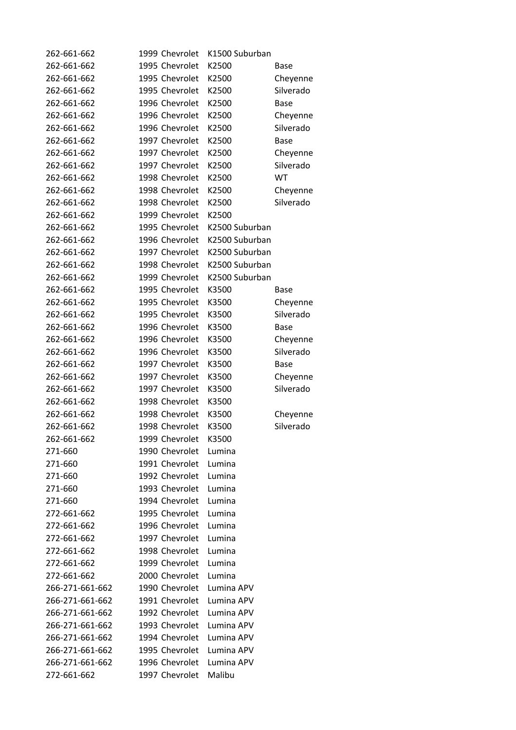| | | | | |
|---|---|---|---|---|
| 262-661-662 | 1999 | Chevrolet | K1500 Suburban | |
| 262-661-662 | 1995 | Chevrolet | K2500 | Base |
| 262-661-662 | 1995 | Chevrolet | K2500 | Cheyenne |
| 262-661-662 | 1995 | Chevrolet | K2500 | Silverado |
| 262-661-662 | 1996 | Chevrolet | K2500 | Base |
| 262-661-662 | 1996 | Chevrolet | K2500 | Cheyenne |
| 262-661-662 | 1996 | Chevrolet | K2500 | Silverado |
| 262-661-662 | 1997 | Chevrolet | K2500 | Base |
| 262-661-662 | 1997 | Chevrolet | K2500 | Cheyenne |
| 262-661-662 | 1997 | Chevrolet | K2500 | Silverado |
| 262-661-662 | 1998 | Chevrolet | K2500 | WT |
| 262-661-662 | 1998 | Chevrolet | K2500 | Cheyenne |
| 262-661-662 | 1998 | Chevrolet | K2500 | Silverado |
| 262-661-662 | 1999 | Chevrolet | K2500 | |
| 262-661-662 | 1995 | Chevrolet | K2500 Suburban | |
| 262-661-662 | 1996 | Chevrolet | K2500 Suburban | |
| 262-661-662 | 1997 | Chevrolet | K2500 Suburban | |
| 262-661-662 | 1998 | Chevrolet | K2500 Suburban | |
| 262-661-662 | 1999 | Chevrolet | K2500 Suburban | |
| 262-661-662 | 1995 | Chevrolet | K3500 | Base |
| 262-661-662 | 1995 | Chevrolet | K3500 | Cheyenne |
| 262-661-662 | 1995 | Chevrolet | K3500 | Silverado |
| 262-661-662 | 1996 | Chevrolet | K3500 | Base |
| 262-661-662 | 1996 | Chevrolet | K3500 | Cheyenne |
| 262-661-662 | 1996 | Chevrolet | K3500 | Silverado |
| 262-661-662 | 1997 | Chevrolet | K3500 | Base |
| 262-661-662 | 1997 | Chevrolet | K3500 | Cheyenne |
| 262-661-662 | 1997 | Chevrolet | K3500 | Silverado |
| 262-661-662 | 1998 | Chevrolet | K3500 | |
| 262-661-662 | 1998 | Chevrolet | K3500 | Cheyenne |
| 262-661-662 | 1998 | Chevrolet | K3500 | Silverado |
| 262-661-662 | 1999 | Chevrolet | K3500 | |
| 271-660 | 1990 | Chevrolet | Lumina | |
| 271-660 | 1991 | Chevrolet | Lumina | |
| 271-660 | 1992 | Chevrolet | Lumina | |
| 271-660 | 1993 | Chevrolet | Lumina | |
| 271-660 | 1994 | Chevrolet | Lumina | |
| 272-661-662 | 1995 | Chevrolet | Lumina | |
| 272-661-662 | 1996 | Chevrolet | Lumina | |
| 272-661-662 | 1997 | Chevrolet | Lumina | |
| 272-661-662 | 1998 | Chevrolet | Lumina | |
| 272-661-662 | 1999 | Chevrolet | Lumina | |
| 272-661-662 | 2000 | Chevrolet | Lumina | |
| 266-271-661-662 | 1990 | Chevrolet | Lumina APV | |
| 266-271-661-662 | 1991 | Chevrolet | Lumina APV | |
| 266-271-661-662 | 1992 | Chevrolet | Lumina APV | |
| 266-271-661-662 | 1993 | Chevrolet | Lumina APV | |
| 266-271-661-662 | 1994 | Chevrolet | Lumina APV | |
| 266-271-661-662 | 1995 | Chevrolet | Lumina APV | |
| 266-271-661-662 | 1996 | Chevrolet | Lumina APV | |
| 272-661-662 | 1997 | Chevrolet | Malibu | |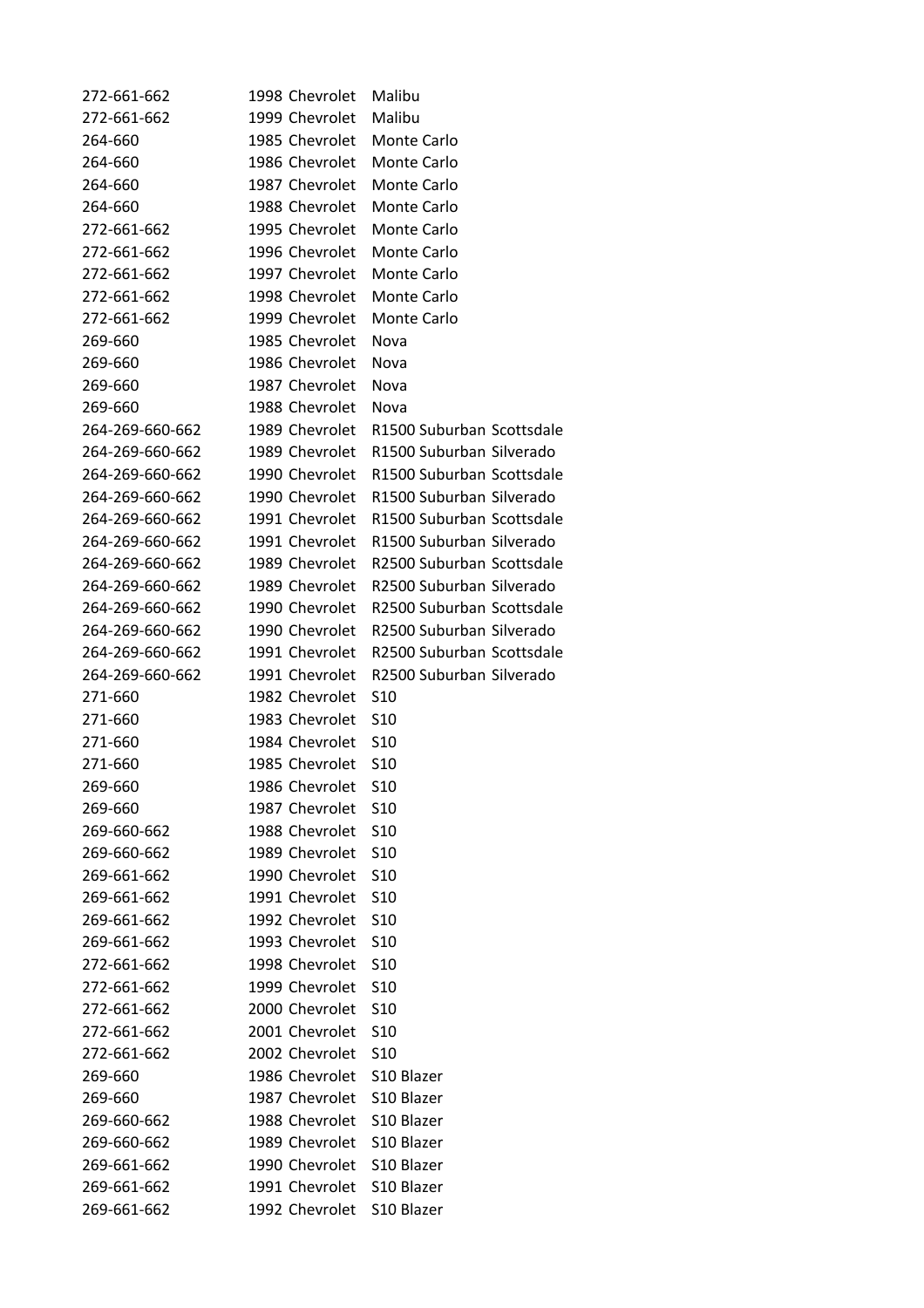| | | | |
|---|---|---|---|
| 272-661-662 | 1998 | Chevrolet | Malibu |
| 272-661-662 | 1999 | Chevrolet | Malibu |
| 264-660 | 1985 | Chevrolet | Monte Carlo |
| 264-660 | 1986 | Chevrolet | Monte Carlo |
| 264-660 | 1987 | Chevrolet | Monte Carlo |
| 264-660 | 1988 | Chevrolet | Monte Carlo |
| 272-661-662 | 1995 | Chevrolet | Monte Carlo |
| 272-661-662 | 1996 | Chevrolet | Monte Carlo |
| 272-661-662 | 1997 | Chevrolet | Monte Carlo |
| 272-661-662 | 1998 | Chevrolet | Monte Carlo |
| 272-661-662 | 1999 | Chevrolet | Monte Carlo |
| 269-660 | 1985 | Chevrolet | Nova |
| 269-660 | 1986 | Chevrolet | Nova |
| 269-660 | 1987 | Chevrolet | Nova |
| 269-660 | 1988 | Chevrolet | Nova |
| 264-269-660-662 | 1989 | Chevrolet | R1500 Suburban Scottsdale |
| 264-269-660-662 | 1989 | Chevrolet | R1500 Suburban Silverado |
| 264-269-660-662 | 1990 | Chevrolet | R1500 Suburban Scottsdale |
| 264-269-660-662 | 1990 | Chevrolet | R1500 Suburban Silverado |
| 264-269-660-662 | 1991 | Chevrolet | R1500 Suburban Scottsdale |
| 264-269-660-662 | 1991 | Chevrolet | R1500 Suburban Silverado |
| 264-269-660-662 | 1989 | Chevrolet | R2500 Suburban Scottsdale |
| 264-269-660-662 | 1989 | Chevrolet | R2500 Suburban Silverado |
| 264-269-660-662 | 1990 | Chevrolet | R2500 Suburban Scottsdale |
| 264-269-660-662 | 1990 | Chevrolet | R2500 Suburban Silverado |
| 264-269-660-662 | 1991 | Chevrolet | R2500 Suburban Scottsdale |
| 264-269-660-662 | 1991 | Chevrolet | R2500 Suburban Silverado |
| 271-660 | 1982 | Chevrolet | S10 |
| 271-660 | 1983 | Chevrolet | S10 |
| 271-660 | 1984 | Chevrolet | S10 |
| 271-660 | 1985 | Chevrolet | S10 |
| 269-660 | 1986 | Chevrolet | S10 |
| 269-660 | 1987 | Chevrolet | S10 |
| 269-660-662 | 1988 | Chevrolet | S10 |
| 269-660-662 | 1989 | Chevrolet | S10 |
| 269-661-662 | 1990 | Chevrolet | S10 |
| 269-661-662 | 1991 | Chevrolet | S10 |
| 269-661-662 | 1992 | Chevrolet | S10 |
| 269-661-662 | 1993 | Chevrolet | S10 |
| 272-661-662 | 1998 | Chevrolet | S10 |
| 272-661-662 | 1999 | Chevrolet | S10 |
| 272-661-662 | 2000 | Chevrolet | S10 |
| 272-661-662 | 2001 | Chevrolet | S10 |
| 272-661-662 | 2002 | Chevrolet | S10 |
| 269-660 | 1986 | Chevrolet | S10 Blazer |
| 269-660 | 1987 | Chevrolet | S10 Blazer |
| 269-660-662 | 1988 | Chevrolet | S10 Blazer |
| 269-660-662 | 1989 | Chevrolet | S10 Blazer |
| 269-661-662 | 1990 | Chevrolet | S10 Blazer |
| 269-661-662 | 1991 | Chevrolet | S10 Blazer |
| 269-661-662 | 1992 | Chevrolet | S10 Blazer |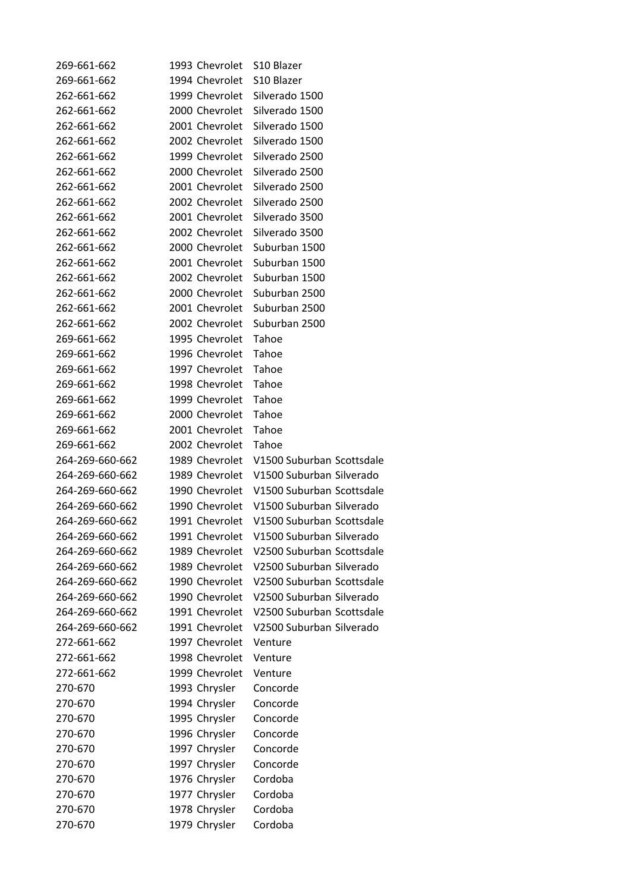| | | |
|---|---|---|
| 269-661-662 | 1993 Chevrolet | S10 Blazer |
| 269-661-662 | 1994 Chevrolet | S10 Blazer |
| 262-661-662 | 1999 Chevrolet | Silverado 1500 |
| 262-661-662 | 2000 Chevrolet | Silverado 1500 |
| 262-661-662 | 2001 Chevrolet | Silverado 1500 |
| 262-661-662 | 2002 Chevrolet | Silverado 1500 |
| 262-661-662 | 1999 Chevrolet | Silverado 2500 |
| 262-661-662 | 2000 Chevrolet | Silverado 2500 |
| 262-661-662 | 2001 Chevrolet | Silverado 2500 |
| 262-661-662 | 2002 Chevrolet | Silverado 2500 |
| 262-661-662 | 2001 Chevrolet | Silverado 3500 |
| 262-661-662 | 2002 Chevrolet | Silverado 3500 |
| 262-661-662 | 2000 Chevrolet | Suburban 1500 |
| 262-661-662 | 2001 Chevrolet | Suburban 1500 |
| 262-661-662 | 2002 Chevrolet | Suburban 1500 |
| 262-661-662 | 2000 Chevrolet | Suburban 2500 |
| 262-661-662 | 2001 Chevrolet | Suburban 2500 |
| 262-661-662 | 2002 Chevrolet | Suburban 2500 |
| 269-661-662 | 1995 Chevrolet | Tahoe |
| 269-661-662 | 1996 Chevrolet | Tahoe |
| 269-661-662 | 1997 Chevrolet | Tahoe |
| 269-661-662 | 1998 Chevrolet | Tahoe |
| 269-661-662 | 1999 Chevrolet | Tahoe |
| 269-661-662 | 2000 Chevrolet | Tahoe |
| 269-661-662 | 2001 Chevrolet | Tahoe |
| 269-661-662 | 2002 Chevrolet | Tahoe |
| 264-269-660-662 | 1989 Chevrolet | V1500 Suburban Scottsdale |
| 264-269-660-662 | 1989 Chevrolet | V1500 Suburban Silverado |
| 264-269-660-662 | 1990 Chevrolet | V1500 Suburban Scottsdale |
| 264-269-660-662 | 1990 Chevrolet | V1500 Suburban Silverado |
| 264-269-660-662 | 1991 Chevrolet | V1500 Suburban Scottsdale |
| 264-269-660-662 | 1991 Chevrolet | V1500 Suburban Silverado |
| 264-269-660-662 | 1989 Chevrolet | V2500 Suburban Scottsdale |
| 264-269-660-662 | 1989 Chevrolet | V2500 Suburban Silverado |
| 264-269-660-662 | 1990 Chevrolet | V2500 Suburban Scottsdale |
| 264-269-660-662 | 1990 Chevrolet | V2500 Suburban Silverado |
| 264-269-660-662 | 1991 Chevrolet | V2500 Suburban Scottsdale |
| 264-269-660-662 | 1991 Chevrolet | V2500 Suburban Silverado |
| 272-661-662 | 1997 Chevrolet | Venture |
| 272-661-662 | 1998 Chevrolet | Venture |
| 272-661-662 | 1999 Chevrolet | Venture |
| 270-670 | 1993 Chrysler | Concorde |
| 270-670 | 1994 Chrysler | Concorde |
| 270-670 | 1995 Chrysler | Concorde |
| 270-670 | 1996 Chrysler | Concorde |
| 270-670 | 1997 Chrysler | Concorde |
| 270-670 | 1997 Chrysler | Concorde |
| 270-670 | 1976 Chrysler | Cordoba |
| 270-670 | 1977 Chrysler | Cordoba |
| 270-670 | 1978 Chrysler | Cordoba |
| 270-670 | 1979 Chrysler | Cordoba |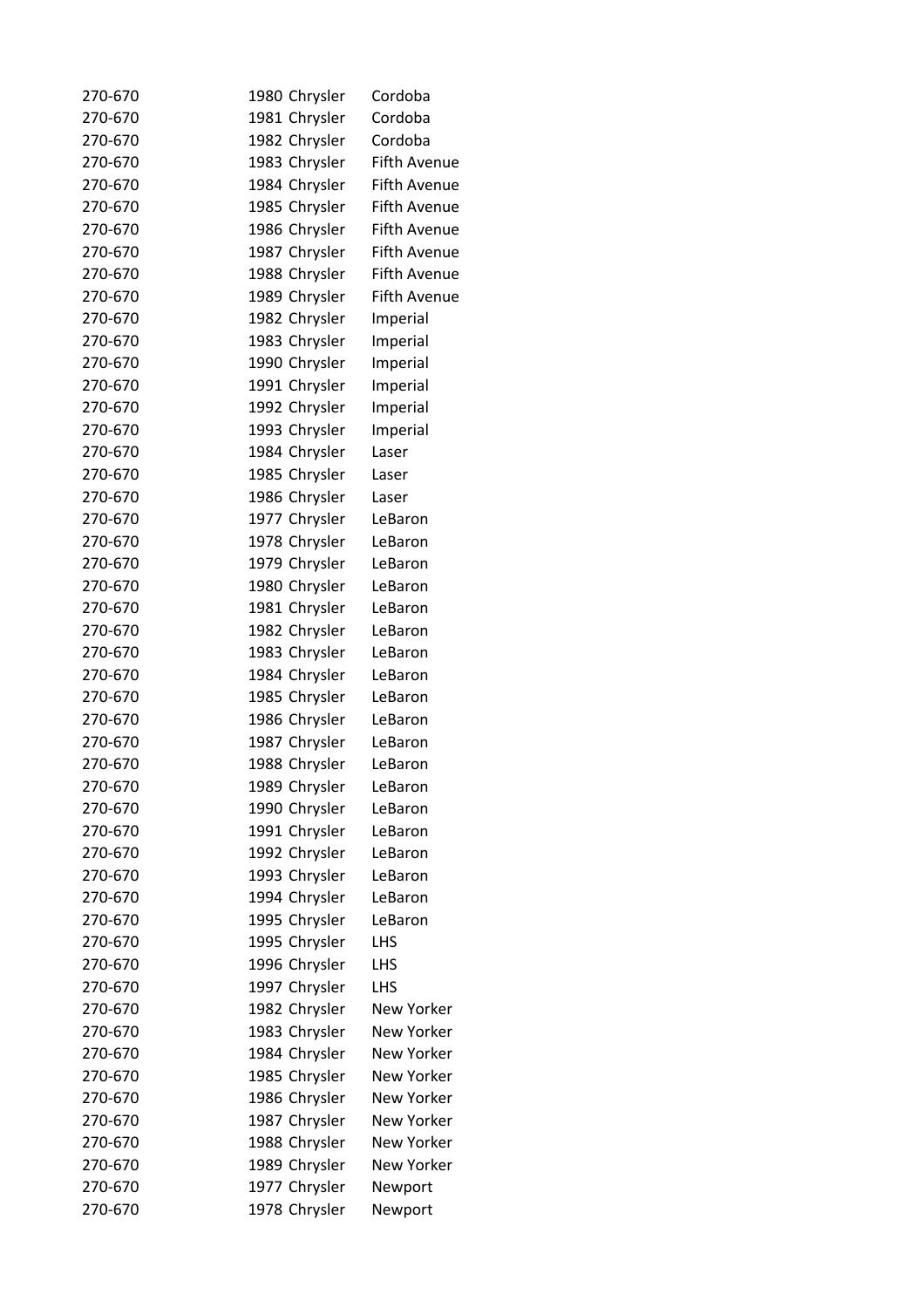| | | | |
|---|---|---|---|
| 270-670 | 1980 | Chrysler | Cordoba |
| 270-670 | 1981 | Chrysler | Cordoba |
| 270-670 | 1982 | Chrysler | Cordoba |
| 270-670 | 1983 | Chrysler | Fifth Avenue |
| 270-670 | 1984 | Chrysler | Fifth Avenue |
| 270-670 | 1985 | Chrysler | Fifth Avenue |
| 270-670 | 1986 | Chrysler | Fifth Avenue |
| 270-670 | 1987 | Chrysler | Fifth Avenue |
| 270-670 | 1988 | Chrysler | Fifth Avenue |
| 270-670 | 1989 | Chrysler | Fifth Avenue |
| 270-670 | 1982 | Chrysler | Imperial |
| 270-670 | 1983 | Chrysler | Imperial |
| 270-670 | 1990 | Chrysler | Imperial |
| 270-670 | 1991 | Chrysler | Imperial |
| 270-670 | 1992 | Chrysler | Imperial |
| 270-670 | 1993 | Chrysler | Imperial |
| 270-670 | 1984 | Chrysler | Laser |
| 270-670 | 1985 | Chrysler | Laser |
| 270-670 | 1986 | Chrysler | Laser |
| 270-670 | 1977 | Chrysler | LeBaron |
| 270-670 | 1978 | Chrysler | LeBaron |
| 270-670 | 1979 | Chrysler | LeBaron |
| 270-670 | 1980 | Chrysler | LeBaron |
| 270-670 | 1981 | Chrysler | LeBaron |
| 270-670 | 1982 | Chrysler | LeBaron |
| 270-670 | 1983 | Chrysler | LeBaron |
| 270-670 | 1984 | Chrysler | LeBaron |
| 270-670 | 1985 | Chrysler | LeBaron |
| 270-670 | 1986 | Chrysler | LeBaron |
| 270-670 | 1987 | Chrysler | LeBaron |
| 270-670 | 1988 | Chrysler | LeBaron |
| 270-670 | 1989 | Chrysler | LeBaron |
| 270-670 | 1990 | Chrysler | LeBaron |
| 270-670 | 1991 | Chrysler | LeBaron |
| 270-670 | 1992 | Chrysler | LeBaron |
| 270-670 | 1993 | Chrysler | LeBaron |
| 270-670 | 1994 | Chrysler | LeBaron |
| 270-670 | 1995 | Chrysler | LeBaron |
| 270-670 | 1995 | Chrysler | LHS |
| 270-670 | 1996 | Chrysler | LHS |
| 270-670 | 1997 | Chrysler | LHS |
| 270-670 | 1982 | Chrysler | New Yorker |
| 270-670 | 1983 | Chrysler | New Yorker |
| 270-670 | 1984 | Chrysler | New Yorker |
| 270-670 | 1985 | Chrysler | New Yorker |
| 270-670 | 1986 | Chrysler | New Yorker |
| 270-670 | 1987 | Chrysler | New Yorker |
| 270-670 | 1988 | Chrysler | New Yorker |
| 270-670 | 1989 | Chrysler | New Yorker |
| 270-670 | 1977 | Chrysler | Newport |
| 270-670 | 1978 | Chrysler | Newport |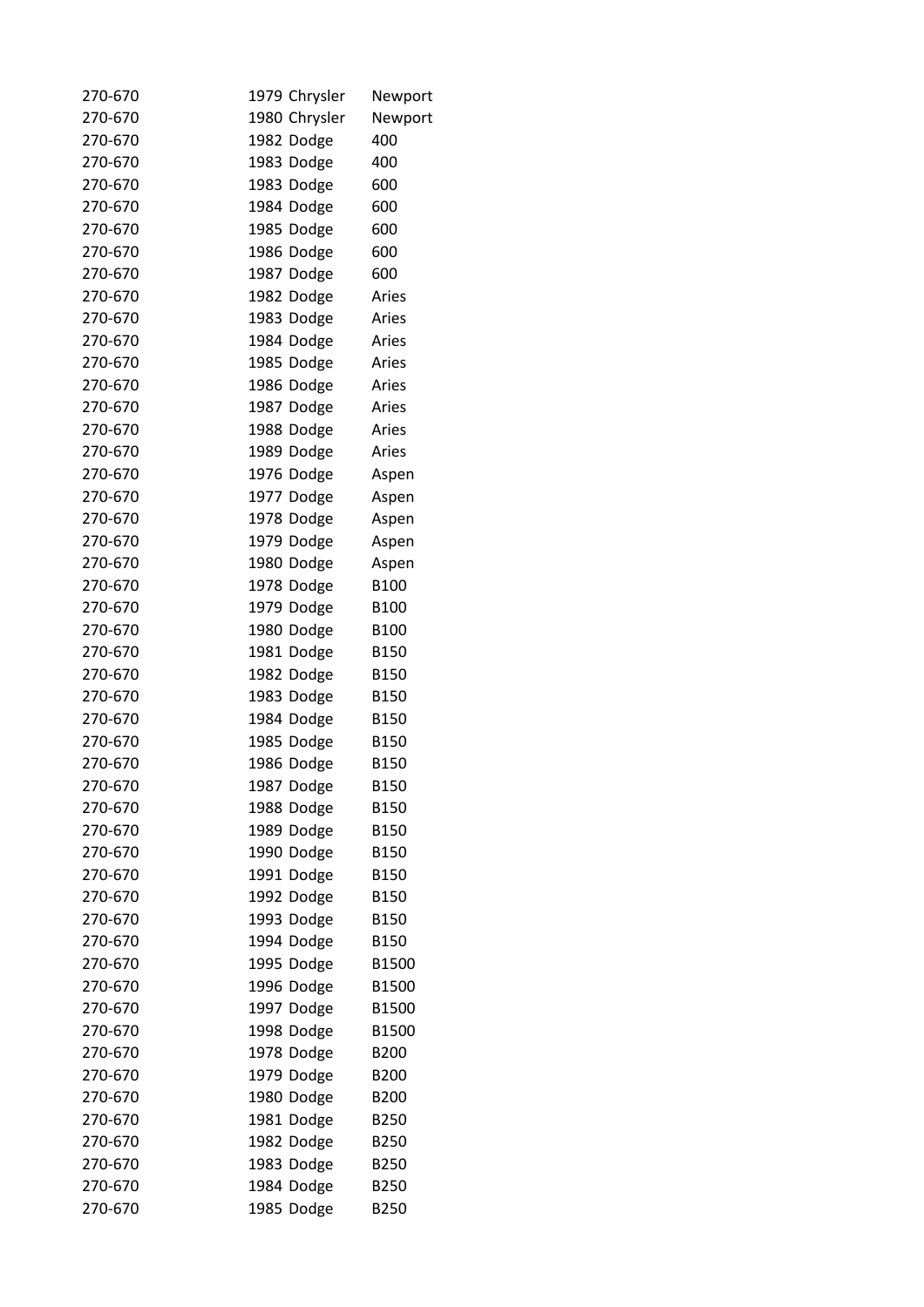| | | | |
|---|---|---|---|
| 270-670 | 1979 | Chrysler | Newport |
| 270-670 | 1980 | Chrysler | Newport |
| 270-670 | 1982 | Dodge | 400 |
| 270-670 | 1983 | Dodge | 400 |
| 270-670 | 1983 | Dodge | 600 |
| 270-670 | 1984 | Dodge | 600 |
| 270-670 | 1985 | Dodge | 600 |
| 270-670 | 1986 | Dodge | 600 |
| 270-670 | 1987 | Dodge | 600 |
| 270-670 | 1982 | Dodge | Aries |
| 270-670 | 1983 | Dodge | Aries |
| 270-670 | 1984 | Dodge | Aries |
| 270-670 | 1985 | Dodge | Aries |
| 270-670 | 1986 | Dodge | Aries |
| 270-670 | 1987 | Dodge | Aries |
| 270-670 | 1988 | Dodge | Aries |
| 270-670 | 1989 | Dodge | Aries |
| 270-670 | 1976 | Dodge | Aspen |
| 270-670 | 1977 | Dodge | Aspen |
| 270-670 | 1978 | Dodge | Aspen |
| 270-670 | 1979 | Dodge | Aspen |
| 270-670 | 1980 | Dodge | Aspen |
| 270-670 | 1978 | Dodge | B100 |
| 270-670 | 1979 | Dodge | B100 |
| 270-670 | 1980 | Dodge | B100 |
| 270-670 | 1981 | Dodge | B150 |
| 270-670 | 1982 | Dodge | B150 |
| 270-670 | 1983 | Dodge | B150 |
| 270-670 | 1984 | Dodge | B150 |
| 270-670 | 1985 | Dodge | B150 |
| 270-670 | 1986 | Dodge | B150 |
| 270-670 | 1987 | Dodge | B150 |
| 270-670 | 1988 | Dodge | B150 |
| 270-670 | 1989 | Dodge | B150 |
| 270-670 | 1990 | Dodge | B150 |
| 270-670 | 1991 | Dodge | B150 |
| 270-670 | 1992 | Dodge | B150 |
| 270-670 | 1993 | Dodge | B150 |
| 270-670 | 1994 | Dodge | B150 |
| 270-670 | 1995 | Dodge | B1500 |
| 270-670 | 1996 | Dodge | B1500 |
| 270-670 | 1997 | Dodge | B1500 |
| 270-670 | 1998 | Dodge | B1500 |
| 270-670 | 1978 | Dodge | B200 |
| 270-670 | 1979 | Dodge | B200 |
| 270-670 | 1980 | Dodge | B200 |
| 270-670 | 1981 | Dodge | B250 |
| 270-670 | 1982 | Dodge | B250 |
| 270-670 | 1983 | Dodge | B250 |
| 270-670 | 1984 | Dodge | B250 |
| 270-670 | 1985 | Dodge | B250 |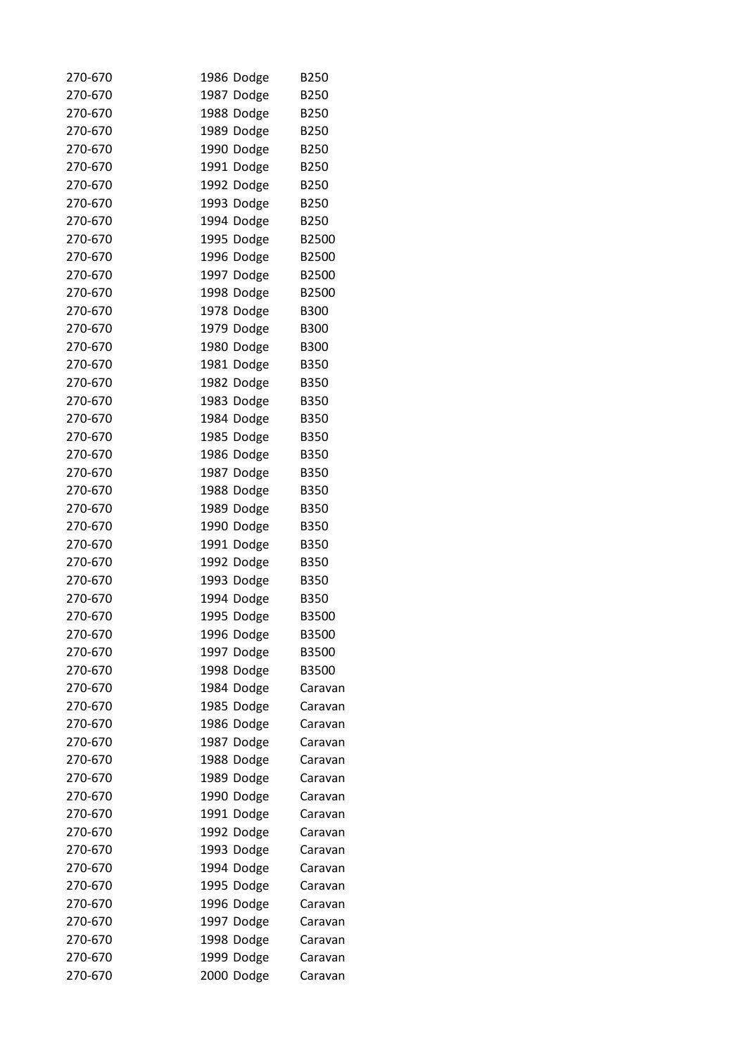| | | | |
|---|---|---|---|
| 270-670 | 1986 | Dodge | B250 |
| 270-670 | 1987 | Dodge | B250 |
| 270-670 | 1988 | Dodge | B250 |
| 270-670 | 1989 | Dodge | B250 |
| 270-670 | 1990 | Dodge | B250 |
| 270-670 | 1991 | Dodge | B250 |
| 270-670 | 1992 | Dodge | B250 |
| 270-670 | 1993 | Dodge | B250 |
| 270-670 | 1994 | Dodge | B250 |
| 270-670 | 1995 | Dodge | B2500 |
| 270-670 | 1996 | Dodge | B2500 |
| 270-670 | 1997 | Dodge | B2500 |
| 270-670 | 1998 | Dodge | B2500 |
| 270-670 | 1978 | Dodge | B300 |
| 270-670 | 1979 | Dodge | B300 |
| 270-670 | 1980 | Dodge | B300 |
| 270-670 | 1981 | Dodge | B350 |
| 270-670 | 1982 | Dodge | B350 |
| 270-670 | 1983 | Dodge | B350 |
| 270-670 | 1984 | Dodge | B350 |
| 270-670 | 1985 | Dodge | B350 |
| 270-670 | 1986 | Dodge | B350 |
| 270-670 | 1987 | Dodge | B350 |
| 270-670 | 1988 | Dodge | B350 |
| 270-670 | 1989 | Dodge | B350 |
| 270-670 | 1990 | Dodge | B350 |
| 270-670 | 1991 | Dodge | B350 |
| 270-670 | 1992 | Dodge | B350 |
| 270-670 | 1993 | Dodge | B350 |
| 270-670 | 1994 | Dodge | B350 |
| 270-670 | 1995 | Dodge | B3500 |
| 270-670 | 1996 | Dodge | B3500 |
| 270-670 | 1997 | Dodge | B3500 |
| 270-670 | 1998 | Dodge | B3500 |
| 270-670 | 1984 | Dodge | Caravan |
| 270-670 | 1985 | Dodge | Caravan |
| 270-670 | 1986 | Dodge | Caravan |
| 270-670 | 1987 | Dodge | Caravan |
| 270-670 | 1988 | Dodge | Caravan |
| 270-670 | 1989 | Dodge | Caravan |
| 270-670 | 1990 | Dodge | Caravan |
| 270-670 | 1991 | Dodge | Caravan |
| 270-670 | 1992 | Dodge | Caravan |
| 270-670 | 1993 | Dodge | Caravan |
| 270-670 | 1994 | Dodge | Caravan |
| 270-670 | 1995 | Dodge | Caravan |
| 270-670 | 1996 | Dodge | Caravan |
| 270-670 | 1997 | Dodge | Caravan |
| 270-670 | 1998 | Dodge | Caravan |
| 270-670 | 1999 | Dodge | Caravan |
| 270-670 | 2000 | Dodge | Caravan |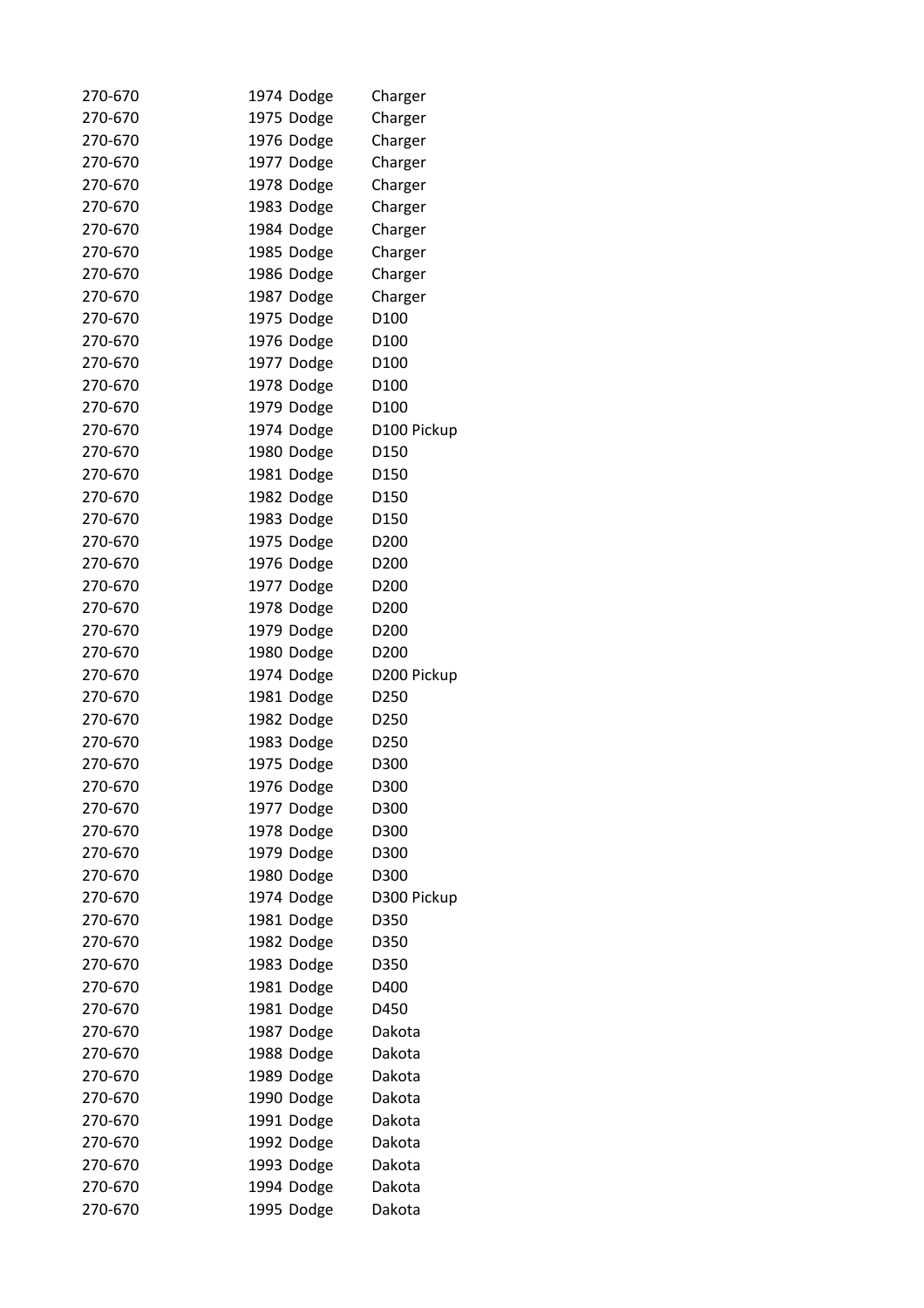| | | | |
|---|---|---|---|
| 270-670 | 1974 | Dodge | Charger |
| 270-670 | 1975 | Dodge | Charger |
| 270-670 | 1976 | Dodge | Charger |
| 270-670 | 1977 | Dodge | Charger |
| 270-670 | 1978 | Dodge | Charger |
| 270-670 | 1983 | Dodge | Charger |
| 270-670 | 1984 | Dodge | Charger |
| 270-670 | 1985 | Dodge | Charger |
| 270-670 | 1986 | Dodge | Charger |
| 270-670 | 1987 | Dodge | Charger |
| 270-670 | 1975 | Dodge | D100 |
| 270-670 | 1976 | Dodge | D100 |
| 270-670 | 1977 | Dodge | D100 |
| 270-670 | 1978 | Dodge | D100 |
| 270-670 | 1979 | Dodge | D100 |
| 270-670 | 1974 | Dodge | D100 Pickup |
| 270-670 | 1980 | Dodge | D150 |
| 270-670 | 1981 | Dodge | D150 |
| 270-670 | 1982 | Dodge | D150 |
| 270-670 | 1983 | Dodge | D150 |
| 270-670 | 1975 | Dodge | D200 |
| 270-670 | 1976 | Dodge | D200 |
| 270-670 | 1977 | Dodge | D200 |
| 270-670 | 1978 | Dodge | D200 |
| 270-670 | 1979 | Dodge | D200 |
| 270-670 | 1980 | Dodge | D200 |
| 270-670 | 1974 | Dodge | D200 Pickup |
| 270-670 | 1981 | Dodge | D250 |
| 270-670 | 1982 | Dodge | D250 |
| 270-670 | 1983 | Dodge | D250 |
| 270-670 | 1975 | Dodge | D300 |
| 270-670 | 1976 | Dodge | D300 |
| 270-670 | 1977 | Dodge | D300 |
| 270-670 | 1978 | Dodge | D300 |
| 270-670 | 1979 | Dodge | D300 |
| 270-670 | 1980 | Dodge | D300 |
| 270-670 | 1974 | Dodge | D300 Pickup |
| 270-670 | 1981 | Dodge | D350 |
| 270-670 | 1982 | Dodge | D350 |
| 270-670 | 1983 | Dodge | D350 |
| 270-670 | 1981 | Dodge | D400 |
| 270-670 | 1981 | Dodge | D450 |
| 270-670 | 1987 | Dodge | Dakota |
| 270-670 | 1988 | Dodge | Dakota |
| 270-670 | 1989 | Dodge | Dakota |
| 270-670 | 1990 | Dodge | Dakota |
| 270-670 | 1991 | Dodge | Dakota |
| 270-670 | 1992 | Dodge | Dakota |
| 270-670 | 1993 | Dodge | Dakota |
| 270-670 | 1994 | Dodge | Dakota |
| 270-670 | 1995 | Dodge | Dakota |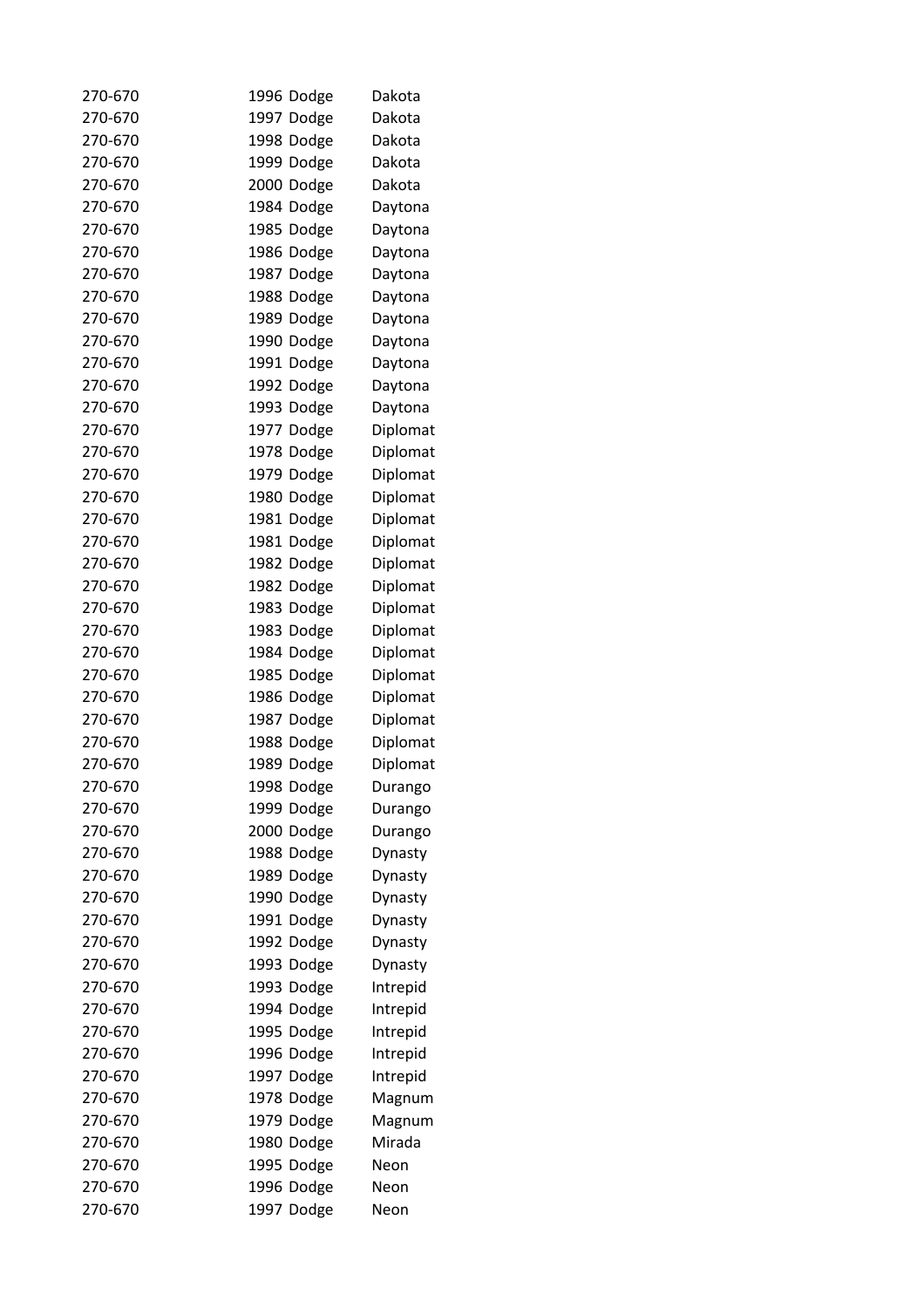| | | | |
|---|---|---|---|
| 270-670 | 1996 | Dodge | Dakota |
| 270-670 | 1997 | Dodge | Dakota |
| 270-670 | 1998 | Dodge | Dakota |
| 270-670 | 1999 | Dodge | Dakota |
| 270-670 | 2000 | Dodge | Dakota |
| 270-670 | 1984 | Dodge | Daytona |
| 270-670 | 1985 | Dodge | Daytona |
| 270-670 | 1986 | Dodge | Daytona |
| 270-670 | 1987 | Dodge | Daytona |
| 270-670 | 1988 | Dodge | Daytona |
| 270-670 | 1989 | Dodge | Daytona |
| 270-670 | 1990 | Dodge | Daytona |
| 270-670 | 1991 | Dodge | Daytona |
| 270-670 | 1992 | Dodge | Daytona |
| 270-670 | 1993 | Dodge | Daytona |
| 270-670 | 1977 | Dodge | Diplomat |
| 270-670 | 1978 | Dodge | Diplomat |
| 270-670 | 1979 | Dodge | Diplomat |
| 270-670 | 1980 | Dodge | Diplomat |
| 270-670 | 1981 | Dodge | Diplomat |
| 270-670 | 1981 | Dodge | Diplomat |
| 270-670 | 1982 | Dodge | Diplomat |
| 270-670 | 1982 | Dodge | Diplomat |
| 270-670 | 1983 | Dodge | Diplomat |
| 270-670 | 1983 | Dodge | Diplomat |
| 270-670 | 1984 | Dodge | Diplomat |
| 270-670 | 1985 | Dodge | Diplomat |
| 270-670 | 1986 | Dodge | Diplomat |
| 270-670 | 1987 | Dodge | Diplomat |
| 270-670 | 1988 | Dodge | Diplomat |
| 270-670 | 1989 | Dodge | Diplomat |
| 270-670 | 1998 | Dodge | Durango |
| 270-670 | 1999 | Dodge | Durango |
| 270-670 | 2000 | Dodge | Durango |
| 270-670 | 1988 | Dodge | Dynasty |
| 270-670 | 1989 | Dodge | Dynasty |
| 270-670 | 1990 | Dodge | Dynasty |
| 270-670 | 1991 | Dodge | Dynasty |
| 270-670 | 1992 | Dodge | Dynasty |
| 270-670 | 1993 | Dodge | Dynasty |
| 270-670 | 1993 | Dodge | Intrepid |
| 270-670 | 1994 | Dodge | Intrepid |
| 270-670 | 1995 | Dodge | Intrepid |
| 270-670 | 1996 | Dodge | Intrepid |
| 270-670 | 1997 | Dodge | Intrepid |
| 270-670 | 1978 | Dodge | Magnum |
| 270-670 | 1979 | Dodge | Magnum |
| 270-670 | 1980 | Dodge | Mirada |
| 270-670 | 1995 | Dodge | Neon |
| 270-670 | 1996 | Dodge | Neon |
| 270-670 | 1997 | Dodge | Neon |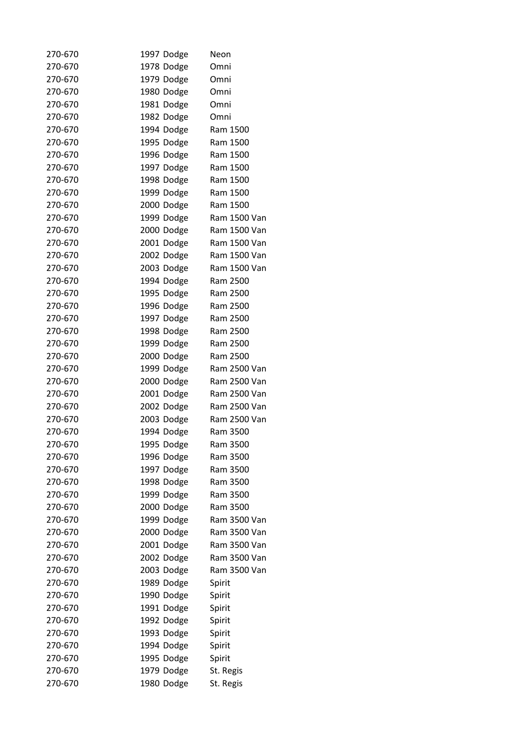| | | | |
|---|---|---|---|
| 270-670 | 1997 | Dodge | Neon |
| 270-670 | 1978 | Dodge | Omni |
| 270-670 | 1979 | Dodge | Omni |
| 270-670 | 1980 | Dodge | Omni |
| 270-670 | 1981 | Dodge | Omni |
| 270-670 | 1982 | Dodge | Omni |
| 270-670 | 1994 | Dodge | Ram 1500 |
| 270-670 | 1995 | Dodge | Ram 1500 |
| 270-670 | 1996 | Dodge | Ram 1500 |
| 270-670 | 1997 | Dodge | Ram 1500 |
| 270-670 | 1998 | Dodge | Ram 1500 |
| 270-670 | 1999 | Dodge | Ram 1500 |
| 270-670 | 2000 | Dodge | Ram 1500 |
| 270-670 | 1999 | Dodge | Ram 1500 Van |
| 270-670 | 2000 | Dodge | Ram 1500 Van |
| 270-670 | 2001 | Dodge | Ram 1500 Van |
| 270-670 | 2002 | Dodge | Ram 1500 Van |
| 270-670 | 2003 | Dodge | Ram 1500 Van |
| 270-670 | 1994 | Dodge | Ram 2500 |
| 270-670 | 1995 | Dodge | Ram 2500 |
| 270-670 | 1996 | Dodge | Ram 2500 |
| 270-670 | 1997 | Dodge | Ram 2500 |
| 270-670 | 1998 | Dodge | Ram 2500 |
| 270-670 | 1999 | Dodge | Ram 2500 |
| 270-670 | 2000 | Dodge | Ram 2500 |
| 270-670 | 1999 | Dodge | Ram 2500 Van |
| 270-670 | 2000 | Dodge | Ram 2500 Van |
| 270-670 | 2001 | Dodge | Ram 2500 Van |
| 270-670 | 2002 | Dodge | Ram 2500 Van |
| 270-670 | 2003 | Dodge | Ram 2500 Van |
| 270-670 | 1994 | Dodge | Ram 3500 |
| 270-670 | 1995 | Dodge | Ram 3500 |
| 270-670 | 1996 | Dodge | Ram 3500 |
| 270-670 | 1997 | Dodge | Ram 3500 |
| 270-670 | 1998 | Dodge | Ram 3500 |
| 270-670 | 1999 | Dodge | Ram 3500 |
| 270-670 | 2000 | Dodge | Ram 3500 |
| 270-670 | 1999 | Dodge | Ram 3500 Van |
| 270-670 | 2000 | Dodge | Ram 3500 Van |
| 270-670 | 2001 | Dodge | Ram 3500 Van |
| 270-670 | 2002 | Dodge | Ram 3500 Van |
| 270-670 | 2003 | Dodge | Ram 3500 Van |
| 270-670 | 1989 | Dodge | Spirit |
| 270-670 | 1990 | Dodge | Spirit |
| 270-670 | 1991 | Dodge | Spirit |
| 270-670 | 1992 | Dodge | Spirit |
| 270-670 | 1993 | Dodge | Spirit |
| 270-670 | 1994 | Dodge | Spirit |
| 270-670 | 1995 | Dodge | Spirit |
| 270-670 | 1979 | Dodge | St. Regis |
| 270-670 | 1980 | Dodge | St. Regis |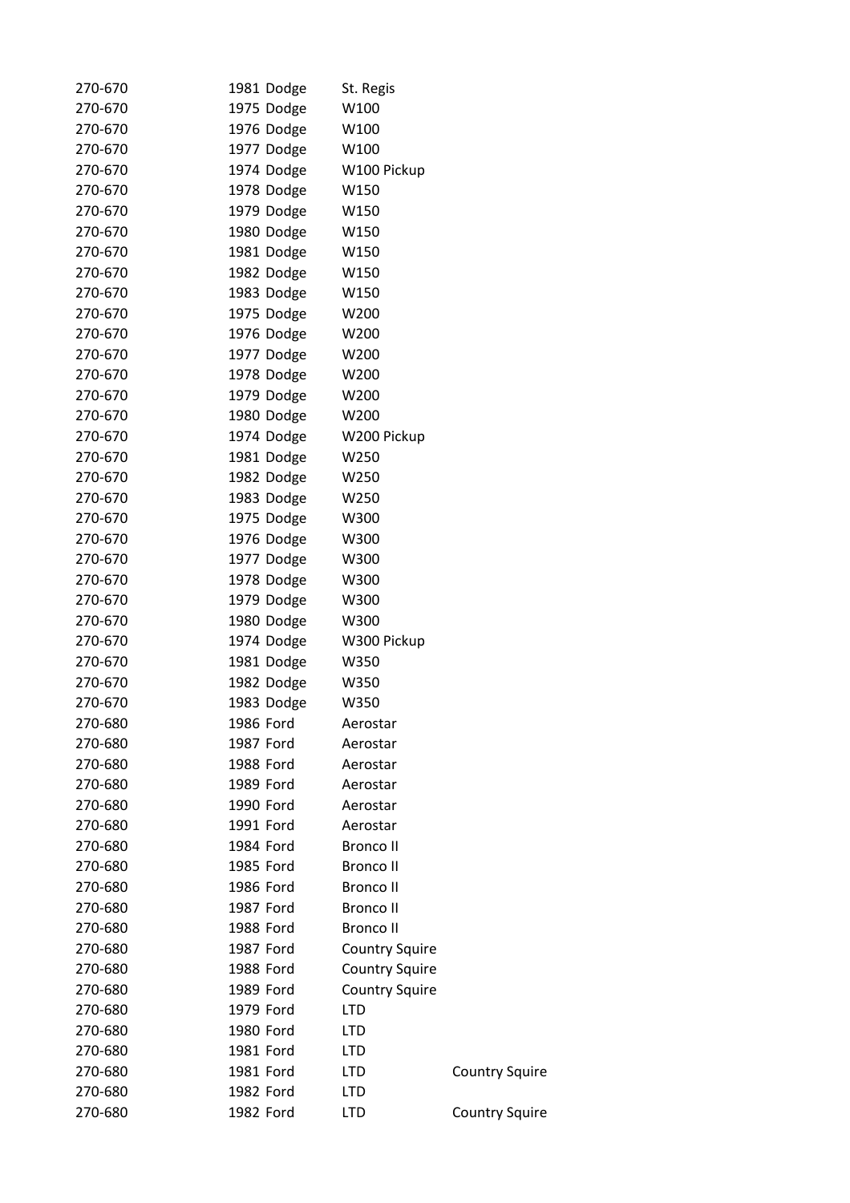| | | | | |
|---|---|---|---|---|
| 270-670 | 1981 | Dodge | St. Regis | |
| 270-670 | 1975 | Dodge | W100 | |
| 270-670 | 1976 | Dodge | W100 | |
| 270-670 | 1977 | Dodge | W100 | |
| 270-670 | 1974 | Dodge | W100 Pickup | |
| 270-670 | 1978 | Dodge | W150 | |
| 270-670 | 1979 | Dodge | W150 | |
| 270-670 | 1980 | Dodge | W150 | |
| 270-670 | 1981 | Dodge | W150 | |
| 270-670 | 1982 | Dodge | W150 | |
| 270-670 | 1983 | Dodge | W150 | |
| 270-670 | 1975 | Dodge | W200 | |
| 270-670 | 1976 | Dodge | W200 | |
| 270-670 | 1977 | Dodge | W200 | |
| 270-670 | 1978 | Dodge | W200 | |
| 270-670 | 1979 | Dodge | W200 | |
| 270-670 | 1980 | Dodge | W200 | |
| 270-670 | 1974 | Dodge | W200 Pickup | |
| 270-670 | 1981 | Dodge | W250 | |
| 270-670 | 1982 | Dodge | W250 | |
| 270-670 | 1983 | Dodge | W250 | |
| 270-670 | 1975 | Dodge | W300 | |
| 270-670 | 1976 | Dodge | W300 | |
| 270-670 | 1977 | Dodge | W300 | |
| 270-670 | 1978 | Dodge | W300 | |
| 270-670 | 1979 | Dodge | W300 | |
| 270-670 | 1980 | Dodge | W300 | |
| 270-670 | 1974 | Dodge | W300 Pickup | |
| 270-670 | 1981 | Dodge | W350 | |
| 270-670 | 1982 | Dodge | W350 | |
| 270-670 | 1983 | Dodge | W350 | |
| 270-680 | 1986 | Ford | Aerostar | |
| 270-680 | 1987 | Ford | Aerostar | |
| 270-680 | 1988 | Ford | Aerostar | |
| 270-680 | 1989 | Ford | Aerostar | |
| 270-680 | 1990 | Ford | Aerostar | |
| 270-680 | 1991 | Ford | Aerostar | |
| 270-680 | 1984 | Ford | Bronco II | |
| 270-680 | 1985 | Ford | Bronco II | |
| 270-680 | 1986 | Ford | Bronco II | |
| 270-680 | 1987 | Ford | Bronco II | |
| 270-680 | 1988 | Ford | Bronco II | |
| 270-680 | 1987 | Ford | Country Squire | |
| 270-680 | 1988 | Ford | Country Squire | |
| 270-680 | 1989 | Ford | Country Squire | |
| 270-680 | 1979 | Ford | LTD | |
| 270-680 | 1980 | Ford | LTD | |
| 270-680 | 1981 | Ford | LTD | |
| 270-680 | 1981 | Ford | LTD | Country Squire |
| 270-680 | 1982 | Ford | LTD | |
| 270-680 | 1982 | Ford | LTD | Country Squire |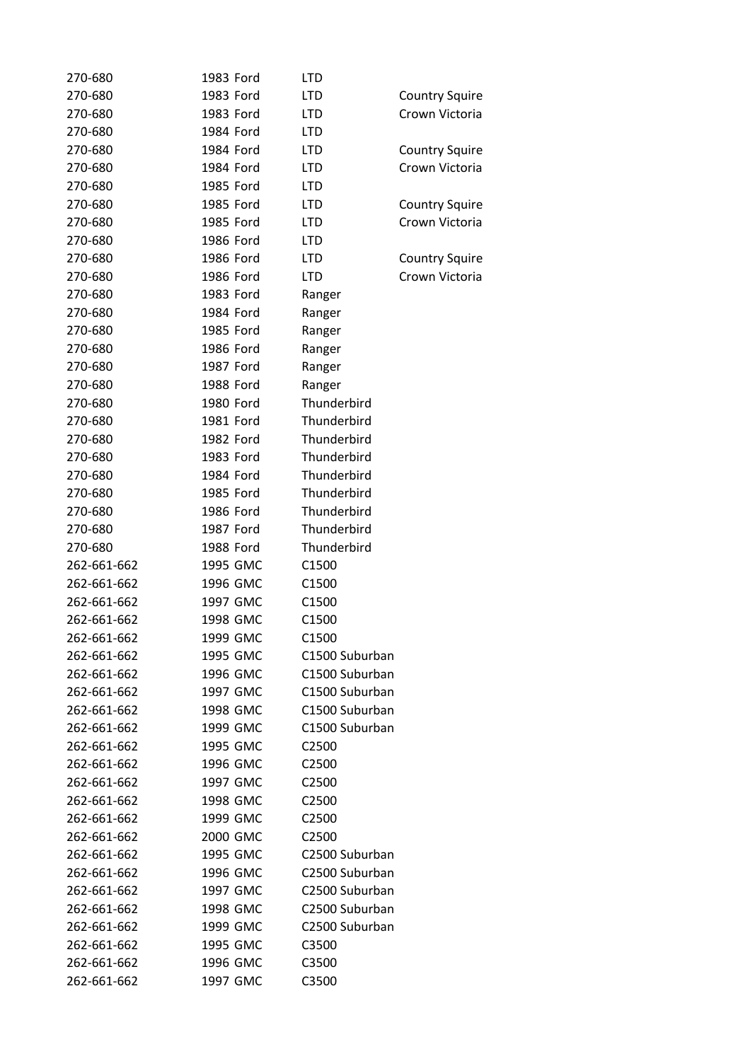| | | | | |
|---|---|---|---|---|
| 270-680 | 1983 | Ford | LTD | |
| 270-680 | 1983 | Ford | LTD | Country Squire |
| 270-680 | 1983 | Ford | LTD | Crown Victoria |
| 270-680 | 1984 | Ford | LTD | |
| 270-680 | 1984 | Ford | LTD | Country Squire |
| 270-680 | 1984 | Ford | LTD | Crown Victoria |
| 270-680 | 1985 | Ford | LTD | |
| 270-680 | 1985 | Ford | LTD | Country Squire |
| 270-680 | 1985 | Ford | LTD | Crown Victoria |
| 270-680 | 1986 | Ford | LTD | |
| 270-680 | 1986 | Ford | LTD | Country Squire |
| 270-680 | 1986 | Ford | LTD | Crown Victoria |
| 270-680 | 1983 | Ford | Ranger | |
| 270-680 | 1984 | Ford | Ranger | |
| 270-680 | 1985 | Ford | Ranger | |
| 270-680 | 1986 | Ford | Ranger | |
| 270-680 | 1987 | Ford | Ranger | |
| 270-680 | 1988 | Ford | Ranger | |
| 270-680 | 1980 | Ford | Thunderbird | |
| 270-680 | 1981 | Ford | Thunderbird | |
| 270-680 | 1982 | Ford | Thunderbird | |
| 270-680 | 1983 | Ford | Thunderbird | |
| 270-680 | 1984 | Ford | Thunderbird | |
| 270-680 | 1985 | Ford | Thunderbird | |
| 270-680 | 1986 | Ford | Thunderbird | |
| 270-680 | 1987 | Ford | Thunderbird | |
| 270-680 | 1988 | Ford | Thunderbird | |
| 262-661-662 | 1995 | GMC | C1500 | |
| 262-661-662 | 1996 | GMC | C1500 | |
| 262-661-662 | 1997 | GMC | C1500 | |
| 262-661-662 | 1998 | GMC | C1500 | |
| 262-661-662 | 1999 | GMC | C1500 | |
| 262-661-662 | 1995 | GMC | C1500 Suburban | |
| 262-661-662 | 1996 | GMC | C1500 Suburban | |
| 262-661-662 | 1997 | GMC | C1500 Suburban | |
| 262-661-662 | 1998 | GMC | C1500 Suburban | |
| 262-661-662 | 1999 | GMC | C1500 Suburban | |
| 262-661-662 | 1995 | GMC | C2500 | |
| 262-661-662 | 1996 | GMC | C2500 | |
| 262-661-662 | 1997 | GMC | C2500 | |
| 262-661-662 | 1998 | GMC | C2500 | |
| 262-661-662 | 1999 | GMC | C2500 | |
| 262-661-662 | 2000 | GMC | C2500 | |
| 262-661-662 | 1995 | GMC | C2500 Suburban | |
| 262-661-662 | 1996 | GMC | C2500 Suburban | |
| 262-661-662 | 1997 | GMC | C2500 Suburban | |
| 262-661-662 | 1998 | GMC | C2500 Suburban | |
| 262-661-662 | 1999 | GMC | C2500 Suburban | |
| 262-661-662 | 1995 | GMC | C3500 | |
| 262-661-662 | 1996 | GMC | C3500 | |
| 262-661-662 | 1997 | GMC | C3500 | |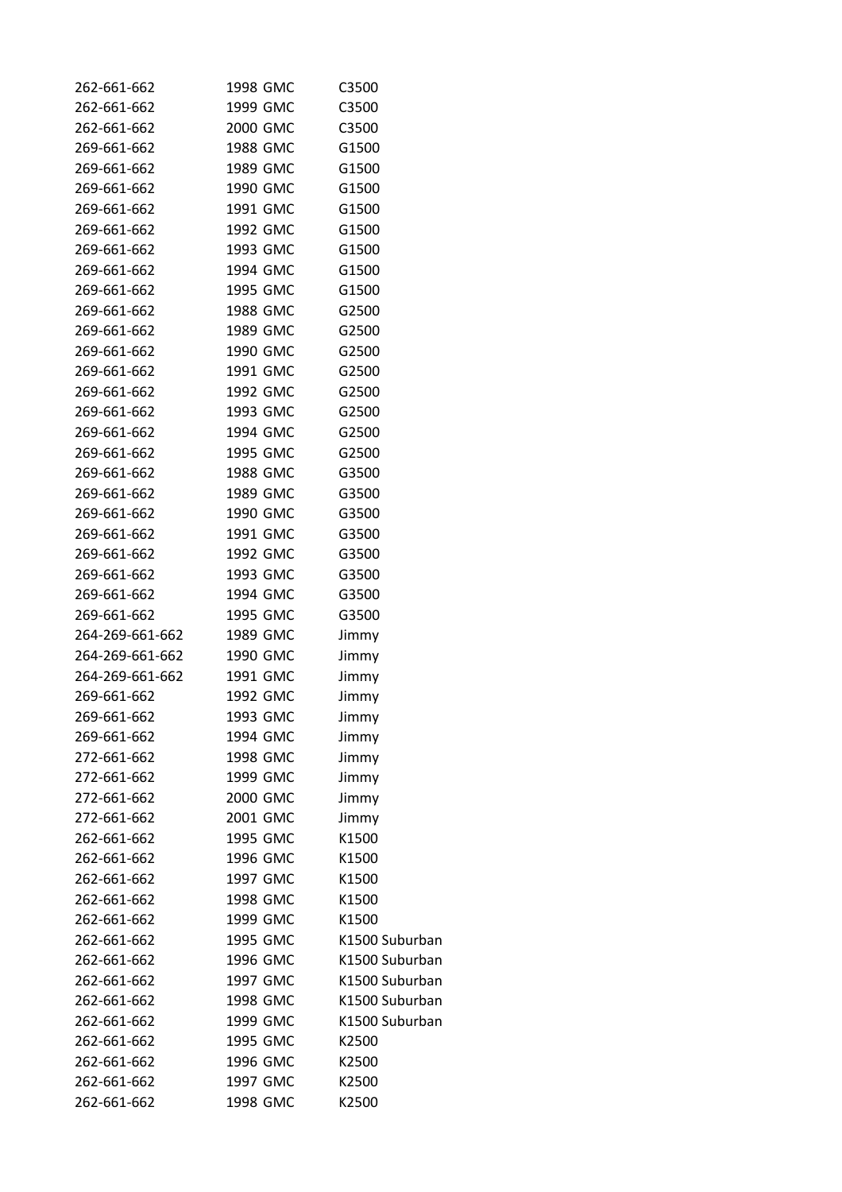| | | | |
|---|---|---|---|
| 262-661-662 | 1998 | GMC | C3500 |
| 262-661-662 | 1999 | GMC | C3500 |
| 262-661-662 | 2000 | GMC | C3500 |
| 269-661-662 | 1988 | GMC | G1500 |
| 269-661-662 | 1989 | GMC | G1500 |
| 269-661-662 | 1990 | GMC | G1500 |
| 269-661-662 | 1991 | GMC | G1500 |
| 269-661-662 | 1992 | GMC | G1500 |
| 269-661-662 | 1993 | GMC | G1500 |
| 269-661-662 | 1994 | GMC | G1500 |
| 269-661-662 | 1995 | GMC | G1500 |
| 269-661-662 | 1988 | GMC | G2500 |
| 269-661-662 | 1989 | GMC | G2500 |
| 269-661-662 | 1990 | GMC | G2500 |
| 269-661-662 | 1991 | GMC | G2500 |
| 269-661-662 | 1992 | GMC | G2500 |
| 269-661-662 | 1993 | GMC | G2500 |
| 269-661-662 | 1994 | GMC | G2500 |
| 269-661-662 | 1995 | GMC | G2500 |
| 269-661-662 | 1988 | GMC | G3500 |
| 269-661-662 | 1989 | GMC | G3500 |
| 269-661-662 | 1990 | GMC | G3500 |
| 269-661-662 | 1991 | GMC | G3500 |
| 269-661-662 | 1992 | GMC | G3500 |
| 269-661-662 | 1993 | GMC | G3500 |
| 269-661-662 | 1994 | GMC | G3500 |
| 269-661-662 | 1995 | GMC | G3500 |
| 264-269-661-662 | 1989 | GMC | Jimmy |
| 264-269-661-662 | 1990 | GMC | Jimmy |
| 264-269-661-662 | 1991 | GMC | Jimmy |
| 269-661-662 | 1992 | GMC | Jimmy |
| 269-661-662 | 1993 | GMC | Jimmy |
| 269-661-662 | 1994 | GMC | Jimmy |
| 272-661-662 | 1998 | GMC | Jimmy |
| 272-661-662 | 1999 | GMC | Jimmy |
| 272-661-662 | 2000 | GMC | Jimmy |
| 272-661-662 | 2001 | GMC | Jimmy |
| 262-661-662 | 1995 | GMC | K1500 |
| 262-661-662 | 1996 | GMC | K1500 |
| 262-661-662 | 1997 | GMC | K1500 |
| 262-661-662 | 1998 | GMC | K1500 |
| 262-661-662 | 1999 | GMC | K1500 |
| 262-661-662 | 1995 | GMC | K1500 Suburban |
| 262-661-662 | 1996 | GMC | K1500 Suburban |
| 262-661-662 | 1997 | GMC | K1500 Suburban |
| 262-661-662 | 1998 | GMC | K1500 Suburban |
| 262-661-662 | 1999 | GMC | K1500 Suburban |
| 262-661-662 | 1995 | GMC | K2500 |
| 262-661-662 | 1996 | GMC | K2500 |
| 262-661-662 | 1997 | GMC | K2500 |
| 262-661-662 | 1998 | GMC | K2500 |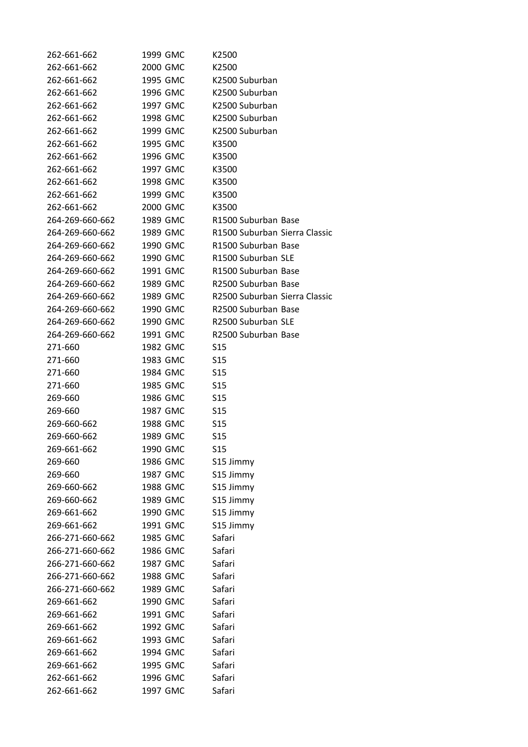| | | | |
|---|---|---|---|
| 262-661-662 | 1999 | GMC | K2500 |
| 262-661-662 | 2000 | GMC | K2500 |
| 262-661-662 | 1995 | GMC | K2500 Suburban |
| 262-661-662 | 1996 | GMC | K2500 Suburban |
| 262-661-662 | 1997 | GMC | K2500 Suburban |
| 262-661-662 | 1998 | GMC | K2500 Suburban |
| 262-661-662 | 1999 | GMC | K2500 Suburban |
| 262-661-662 | 1995 | GMC | K3500 |
| 262-661-662 | 1996 | GMC | K3500 |
| 262-661-662 | 1997 | GMC | K3500 |
| 262-661-662 | 1998 | GMC | K3500 |
| 262-661-662 | 1999 | GMC | K3500 |
| 262-661-662 | 2000 | GMC | K3500 |
| 264-269-660-662 | 1989 | GMC | R1500 Suburban Base |
| 264-269-660-662 | 1989 | GMC | R1500 Suburban Sierra Classic |
| 264-269-660-662 | 1990 | GMC | R1500 Suburban Base |
| 264-269-660-662 | 1990 | GMC | R1500 Suburban SLE |
| 264-269-660-662 | 1991 | GMC | R1500 Suburban Base |
| 264-269-660-662 | 1989 | GMC | R2500 Suburban Base |
| 264-269-660-662 | 1989 | GMC | R2500 Suburban Sierra Classic |
| 264-269-660-662 | 1990 | GMC | R2500 Suburban Base |
| 264-269-660-662 | 1990 | GMC | R2500 Suburban SLE |
| 264-269-660-662 | 1991 | GMC | R2500 Suburban Base |
| 271-660 | 1982 | GMC | S15 |
| 271-660 | 1983 | GMC | S15 |
| 271-660 | 1984 | GMC | S15 |
| 271-660 | 1985 | GMC | S15 |
| 269-660 | 1986 | GMC | S15 |
| 269-660 | 1987 | GMC | S15 |
| 269-660-662 | 1988 | GMC | S15 |
| 269-660-662 | 1989 | GMC | S15 |
| 269-661-662 | 1990 | GMC | S15 |
| 269-660 | 1986 | GMC | S15 Jimmy |
| 269-660 | 1987 | GMC | S15 Jimmy |
| 269-660-662 | 1988 | GMC | S15 Jimmy |
| 269-660-662 | 1989 | GMC | S15 Jimmy |
| 269-661-662 | 1990 | GMC | S15 Jimmy |
| 269-661-662 | 1991 | GMC | S15 Jimmy |
| 266-271-660-662 | 1985 | GMC | Safari |
| 266-271-660-662 | 1986 | GMC | Safari |
| 266-271-660-662 | 1987 | GMC | Safari |
| 266-271-660-662 | 1988 | GMC | Safari |
| 266-271-660-662 | 1989 | GMC | Safari |
| 269-661-662 | 1990 | GMC | Safari |
| 269-661-662 | 1991 | GMC | Safari |
| 269-661-662 | 1992 | GMC | Safari |
| 269-661-662 | 1993 | GMC | Safari |
| 269-661-662 | 1994 | GMC | Safari |
| 269-661-662 | 1995 | GMC | Safari |
| 262-661-662 | 1996 | GMC | Safari |
| 262-661-662 | 1997 | GMC | Safari |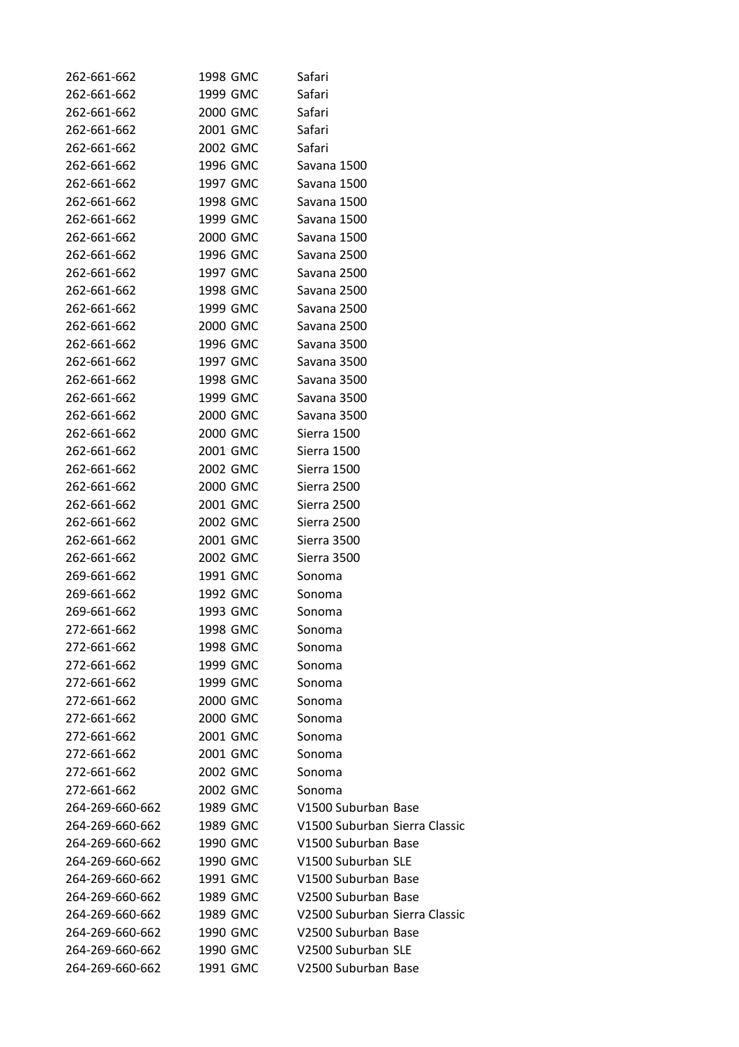| | | | |
|---|---|---|---|
| 262-661-662 | 1998 | GMC | Safari |
| 262-661-662 | 1999 | GMC | Safari |
| 262-661-662 | 2000 | GMC | Safari |
| 262-661-662 | 2001 | GMC | Safari |
| 262-661-662 | 2002 | GMC | Safari |
| 262-661-662 | 1996 | GMC | Savana 1500 |
| 262-661-662 | 1997 | GMC | Savana 1500 |
| 262-661-662 | 1998 | GMC | Savana 1500 |
| 262-661-662 | 1999 | GMC | Savana 1500 |
| 262-661-662 | 2000 | GMC | Savana 1500 |
| 262-661-662 | 1996 | GMC | Savana 2500 |
| 262-661-662 | 1997 | GMC | Savana 2500 |
| 262-661-662 | 1998 | GMC | Savana 2500 |
| 262-661-662 | 1999 | GMC | Savana 2500 |
| 262-661-662 | 2000 | GMC | Savana 2500 |
| 262-661-662 | 1996 | GMC | Savana 3500 |
| 262-661-662 | 1997 | GMC | Savana 3500 |
| 262-661-662 | 1998 | GMC | Savana 3500 |
| 262-661-662 | 1999 | GMC | Savana 3500 |
| 262-661-662 | 2000 | GMC | Savana 3500 |
| 262-661-662 | 2000 | GMC | Sierra 1500 |
| 262-661-662 | 2001 | GMC | Sierra 1500 |
| 262-661-662 | 2002 | GMC | Sierra 1500 |
| 262-661-662 | 2000 | GMC | Sierra 2500 |
| 262-661-662 | 2001 | GMC | Sierra 2500 |
| 262-661-662 | 2002 | GMC | Sierra 2500 |
| 262-661-662 | 2001 | GMC | Sierra 3500 |
| 262-661-662 | 2002 | GMC | Sierra 3500 |
| 269-661-662 | 1991 | GMC | Sonoma |
| 269-661-662 | 1992 | GMC | Sonoma |
| 269-661-662 | 1993 | GMC | Sonoma |
| 272-661-662 | 1998 | GMC | Sonoma |
| 272-661-662 | 1998 | GMC | Sonoma |
| 272-661-662 | 1999 | GMC | Sonoma |
| 272-661-662 | 1999 | GMC | Sonoma |
| 272-661-662 | 2000 | GMC | Sonoma |
| 272-661-662 | 2000 | GMC | Sonoma |
| 272-661-662 | 2001 | GMC | Sonoma |
| 272-661-662 | 2001 | GMC | Sonoma |
| 272-661-662 | 2002 | GMC | Sonoma |
| 272-661-662 | 2002 | GMC | Sonoma |
| 264-269-660-662 | 1989 | GMC | V1500 Suburban Base |
| 264-269-660-662 | 1989 | GMC | V1500 Suburban Sierra Classic |
| 264-269-660-662 | 1990 | GMC | V1500 Suburban Base |
| 264-269-660-662 | 1990 | GMC | V1500 Suburban SLE |
| 264-269-660-662 | 1991 | GMC | V1500 Suburban Base |
| 264-269-660-662 | 1989 | GMC | V2500 Suburban Base |
| 264-269-660-662 | 1989 | GMC | V2500 Suburban Sierra Classic |
| 264-269-660-662 | 1990 | GMC | V2500 Suburban Base |
| 264-269-660-662 | 1990 | GMC | V2500 Suburban SLE |
| 264-269-660-662 | 1991 | GMC | V2500 Suburban Base |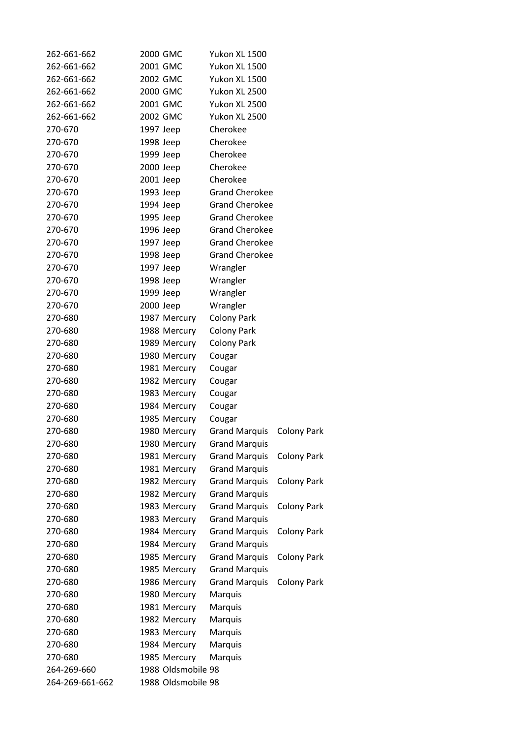| | | | | |
|---|---|---|---|---|
| 262-661-662 | 2000 | GMC | Yukon XL 1500 | |
| 262-661-662 | 2001 | GMC | Yukon XL 1500 | |
| 262-661-662 | 2002 | GMC | Yukon XL 1500 | |
| 262-661-662 | 2000 | GMC | Yukon XL 2500 | |
| 262-661-662 | 2001 | GMC | Yukon XL 2500 | |
| 262-661-662 | 2002 | GMC | Yukon XL 2500 | |
| 270-670 | 1997 | Jeep | Cherokee | |
| 270-670 | 1998 | Jeep | Cherokee | |
| 270-670 | 1999 | Jeep | Cherokee | |
| 270-670 | 2000 | Jeep | Cherokee | |
| 270-670 | 2001 | Jeep | Cherokee | |
| 270-670 | 1993 | Jeep | Grand Cherokee | |
| 270-670 | 1994 | Jeep | Grand Cherokee | |
| 270-670 | 1995 | Jeep | Grand Cherokee | |
| 270-670 | 1996 | Jeep | Grand Cherokee | |
| 270-670 | 1997 | Jeep | Grand Cherokee | |
| 270-670 | 1998 | Jeep | Grand Cherokee | |
| 270-670 | 1997 | Jeep | Wrangler | |
| 270-670 | 1998 | Jeep | Wrangler | |
| 270-670 | 1999 | Jeep | Wrangler | |
| 270-670 | 2000 | Jeep | Wrangler | |
| 270-680 | 1987 | Mercury | Colony Park | |
| 270-680 | 1988 | Mercury | Colony Park | |
| 270-680 | 1989 | Mercury | Colony Park | |
| 270-680 | 1980 | Mercury | Cougar | |
| 270-680 | 1981 | Mercury | Cougar | |
| 270-680 | 1982 | Mercury | Cougar | |
| 270-680 | 1983 | Mercury | Cougar | |
| 270-680 | 1984 | Mercury | Cougar | |
| 270-680 | 1985 | Mercury | Cougar | |
| 270-680 | 1980 | Mercury | Grand Marquis | Colony Park |
| 270-680 | 1980 | Mercury | Grand Marquis | |
| 270-680 | 1981 | Mercury | Grand Marquis | Colony Park |
| 270-680 | 1981 | Mercury | Grand Marquis | |
| 270-680 | 1982 | Mercury | Grand Marquis | Colony Park |
| 270-680 | 1982 | Mercury | Grand Marquis | |
| 270-680 | 1983 | Mercury | Grand Marquis | Colony Park |
| 270-680 | 1983 | Mercury | Grand Marquis | |
| 270-680 | 1984 | Mercury | Grand Marquis | Colony Park |
| 270-680 | 1984 | Mercury | Grand Marquis | |
| 270-680 | 1985 | Mercury | Grand Marquis | Colony Park |
| 270-680 | 1985 | Mercury | Grand Marquis | |
| 270-680 | 1986 | Mercury | Grand Marquis | Colony Park |
| 270-680 | 1980 | Mercury | Marquis | |
| 270-680 | 1981 | Mercury | Marquis | |
| 270-680 | 1982 | Mercury | Marquis | |
| 270-680 | 1983 | Mercury | Marquis | |
| 270-680 | 1984 | Mercury | Marquis | |
| 270-680 | 1985 | Mercury | Marquis | |
| 264-269-660 | 1988 | Oldsmobile | 98 | |
| 264-269-661-662 | 1988 | Oldsmobile | 98 | |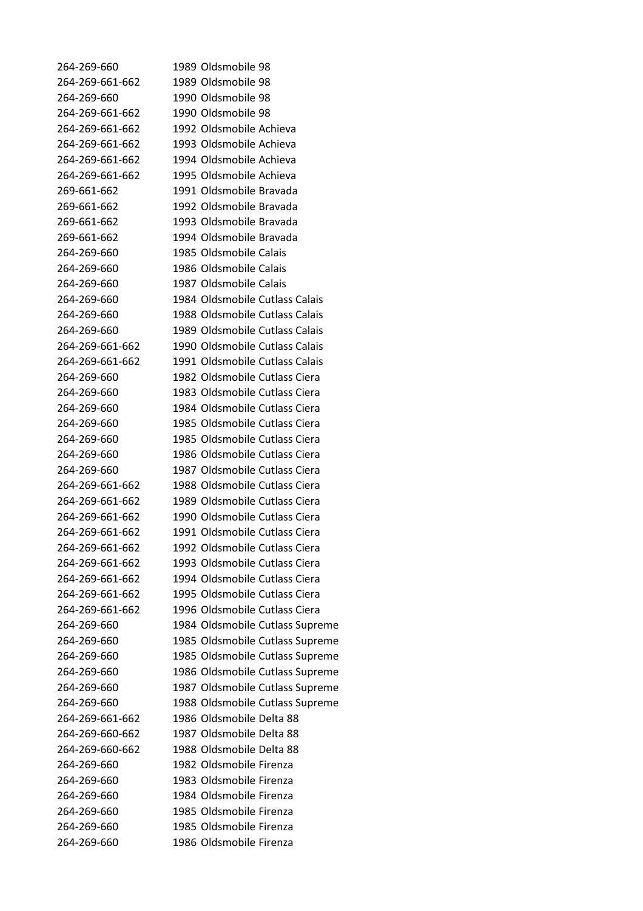| | |
|---|---|
| 264-269-660 | 1989 Oldsmobile 98 |
| 264-269-661-662 | 1989 Oldsmobile 98 |
| 264-269-660 | 1990 Oldsmobile 98 |
| 264-269-661-662 | 1990 Oldsmobile 98 |
| 264-269-661-662 | 1992 Oldsmobile Achieva |
| 264-269-661-662 | 1993 Oldsmobile Achieva |
| 264-269-661-662 | 1994 Oldsmobile Achieva |
| 264-269-661-662 | 1995 Oldsmobile Achieva |
| 269-661-662 | 1991 Oldsmobile Bravada |
| 269-661-662 | 1992 Oldsmobile Bravada |
| 269-661-662 | 1993 Oldsmobile Bravada |
| 269-661-662 | 1994 Oldsmobile Bravada |
| 264-269-660 | 1985 Oldsmobile Calais |
| 264-269-660 | 1986 Oldsmobile Calais |
| 264-269-660 | 1987 Oldsmobile Calais |
| 264-269-660 | 1984 Oldsmobile Cutlass Calais |
| 264-269-660 | 1988 Oldsmobile Cutlass Calais |
| 264-269-660 | 1989 Oldsmobile Cutlass Calais |
| 264-269-661-662 | 1990 Oldsmobile Cutlass Calais |
| 264-269-661-662 | 1991 Oldsmobile Cutlass Calais |
| 264-269-660 | 1982 Oldsmobile Cutlass Ciera |
| 264-269-660 | 1983 Oldsmobile Cutlass Ciera |
| 264-269-660 | 1984 Oldsmobile Cutlass Ciera |
| 264-269-660 | 1985 Oldsmobile Cutlass Ciera |
| 264-269-660 | 1985 Oldsmobile Cutlass Ciera |
| 264-269-660 | 1986 Oldsmobile Cutlass Ciera |
| 264-269-660 | 1987 Oldsmobile Cutlass Ciera |
| 264-269-661-662 | 1988 Oldsmobile Cutlass Ciera |
| 264-269-661-662 | 1989 Oldsmobile Cutlass Ciera |
| 264-269-661-662 | 1990 Oldsmobile Cutlass Ciera |
| 264-269-661-662 | 1991 Oldsmobile Cutlass Ciera |
| 264-269-661-662 | 1992 Oldsmobile Cutlass Ciera |
| 264-269-661-662 | 1993 Oldsmobile Cutlass Ciera |
| 264-269-661-662 | 1994 Oldsmobile Cutlass Ciera |
| 264-269-661-662 | 1995 Oldsmobile Cutlass Ciera |
| 264-269-661-662 | 1996 Oldsmobile Cutlass Ciera |
| 264-269-660 | 1984 Oldsmobile Cutlass Supreme |
| 264-269-660 | 1985 Oldsmobile Cutlass Supreme |
| 264-269-660 | 1985 Oldsmobile Cutlass Supreme |
| 264-269-660 | 1986 Oldsmobile Cutlass Supreme |
| 264-269-660 | 1987 Oldsmobile Cutlass Supreme |
| 264-269-660 | 1988 Oldsmobile Cutlass Supreme |
| 264-269-661-662 | 1986 Oldsmobile Delta 88 |
| 264-269-660-662 | 1987 Oldsmobile Delta 88 |
| 264-269-660-662 | 1988 Oldsmobile Delta 88 |
| 264-269-660 | 1982 Oldsmobile Firenza |
| 264-269-660 | 1983 Oldsmobile Firenza |
| 264-269-660 | 1984 Oldsmobile Firenza |
| 264-269-660 | 1985 Oldsmobile Firenza |
| 264-269-660 | 1985 Oldsmobile Firenza |
| 264-269-660 | 1986 Oldsmobile Firenza |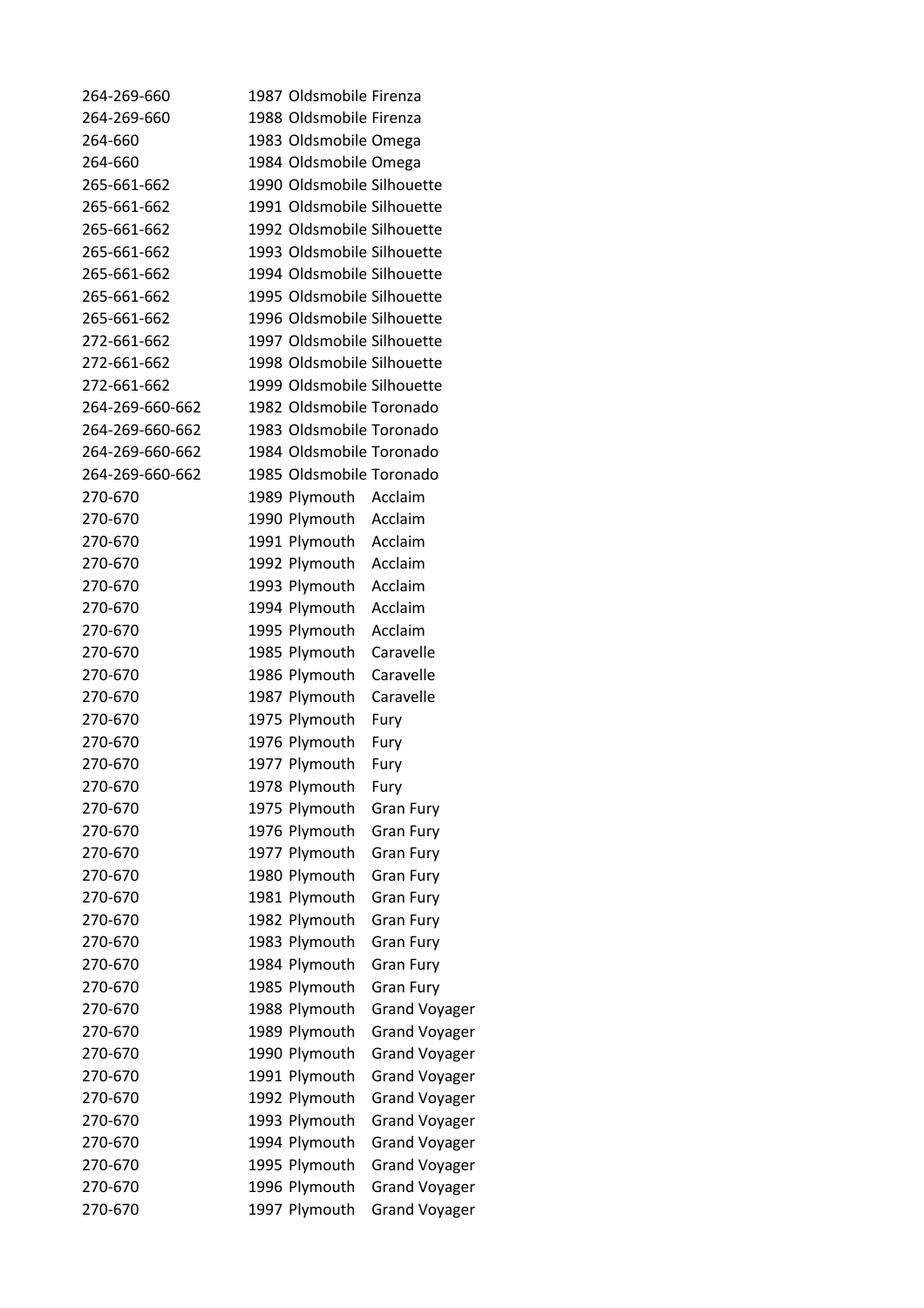| | | | |
|---|---|---|---|
| 264-269-660 | 1987 | Oldsmobile | Firenza |
| 264-269-660 | 1988 | Oldsmobile | Firenza |
| 264-660 | 1983 | Oldsmobile | Omega |
| 264-660 | 1984 | Oldsmobile | Omega |
| 265-661-662 | 1990 | Oldsmobile | Silhouette |
| 265-661-662 | 1991 | Oldsmobile | Silhouette |
| 265-661-662 | 1992 | Oldsmobile | Silhouette |
| 265-661-662 | 1993 | Oldsmobile | Silhouette |
| 265-661-662 | 1994 | Oldsmobile | Silhouette |
| 265-661-662 | 1995 | Oldsmobile | Silhouette |
| 265-661-662 | 1996 | Oldsmobile | Silhouette |
| 272-661-662 | 1997 | Oldsmobile | Silhouette |
| 272-661-662 | 1998 | Oldsmobile | Silhouette |
| 272-661-662 | 1999 | Oldsmobile | Silhouette |
| 264-269-660-662 | 1982 | Oldsmobile | Toronado |
| 264-269-660-662 | 1983 | Oldsmobile | Toronado |
| 264-269-660-662 | 1984 | Oldsmobile | Toronado |
| 264-269-660-662 | 1985 | Oldsmobile | Toronado |
| 270-670 | 1989 | Plymouth | Acclaim |
| 270-670 | 1990 | Plymouth | Acclaim |
| 270-670 | 1991 | Plymouth | Acclaim |
| 270-670 | 1992 | Plymouth | Acclaim |
| 270-670 | 1993 | Plymouth | Acclaim |
| 270-670 | 1994 | Plymouth | Acclaim |
| 270-670 | 1995 | Plymouth | Acclaim |
| 270-670 | 1985 | Plymouth | Caravelle |
| 270-670 | 1986 | Plymouth | Caravelle |
| 270-670 | 1987 | Plymouth | Caravelle |
| 270-670 | 1975 | Plymouth | Fury |
| 270-670 | 1976 | Plymouth | Fury |
| 270-670 | 1977 | Plymouth | Fury |
| 270-670 | 1978 | Plymouth | Fury |
| 270-670 | 1975 | Plymouth | Gran Fury |
| 270-670 | 1976 | Plymouth | Gran Fury |
| 270-670 | 1977 | Plymouth | Gran Fury |
| 270-670 | 1980 | Plymouth | Gran Fury |
| 270-670 | 1981 | Plymouth | Gran Fury |
| 270-670 | 1982 | Plymouth | Gran Fury |
| 270-670 | 1983 | Plymouth | Gran Fury |
| 270-670 | 1984 | Plymouth | Gran Fury |
| 270-670 | 1985 | Plymouth | Gran Fury |
| 270-670 | 1988 | Plymouth | Grand Voyager |
| 270-670 | 1989 | Plymouth | Grand Voyager |
| 270-670 | 1990 | Plymouth | Grand Voyager |
| 270-670 | 1991 | Plymouth | Grand Voyager |
| 270-670 | 1992 | Plymouth | Grand Voyager |
| 270-670 | 1993 | Plymouth | Grand Voyager |
| 270-670 | 1994 | Plymouth | Grand Voyager |
| 270-670 | 1995 | Plymouth | Grand Voyager |
| 270-670 | 1996 | Plymouth | Grand Voyager |
| 270-670 | 1997 | Plymouth | Grand Voyager |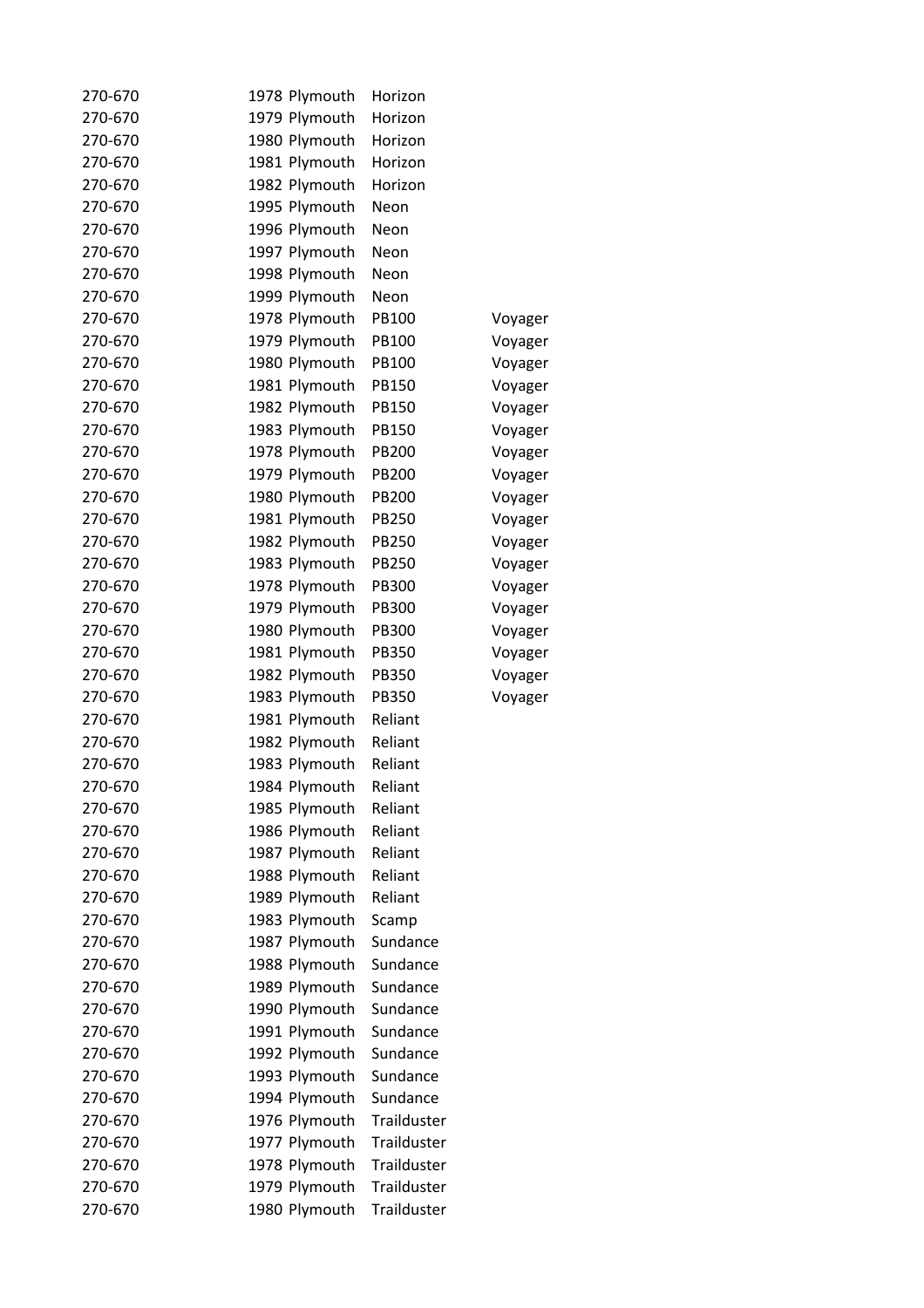| | | | | |
|---|---|---|---|---|
| 270-670 | 1978 | Plymouth | Horizon | |
| 270-670 | 1979 | Plymouth | Horizon | |
| 270-670 | 1980 | Plymouth | Horizon | |
| 270-670 | 1981 | Plymouth | Horizon | |
| 270-670 | 1982 | Plymouth | Horizon | |
| 270-670 | 1995 | Plymouth | Neon | |
| 270-670 | 1996 | Plymouth | Neon | |
| 270-670 | 1997 | Plymouth | Neon | |
| 270-670 | 1998 | Plymouth | Neon | |
| 270-670 | 1999 | Plymouth | Neon | |
| 270-670 | 1978 | Plymouth | PB100 | Voyager |
| 270-670 | 1979 | Plymouth | PB100 | Voyager |
| 270-670 | 1980 | Plymouth | PB100 | Voyager |
| 270-670 | 1981 | Plymouth | PB150 | Voyager |
| 270-670 | 1982 | Plymouth | PB150 | Voyager |
| 270-670 | 1983 | Plymouth | PB150 | Voyager |
| 270-670 | 1978 | Plymouth | PB200 | Voyager |
| 270-670 | 1979 | Plymouth | PB200 | Voyager |
| 270-670 | 1980 | Plymouth | PB200 | Voyager |
| 270-670 | 1981 | Plymouth | PB250 | Voyager |
| 270-670 | 1982 | Plymouth | PB250 | Voyager |
| 270-670 | 1983 | Plymouth | PB250 | Voyager |
| 270-670 | 1978 | Plymouth | PB300 | Voyager |
| 270-670 | 1979 | Plymouth | PB300 | Voyager |
| 270-670 | 1980 | Plymouth | PB300 | Voyager |
| 270-670 | 1981 | Plymouth | PB350 | Voyager |
| 270-670 | 1982 | Plymouth | PB350 | Voyager |
| 270-670 | 1983 | Plymouth | PB350 | Voyager |
| 270-670 | 1981 | Plymouth | Reliant | |
| 270-670 | 1982 | Plymouth | Reliant | |
| 270-670 | 1983 | Plymouth | Reliant | |
| 270-670 | 1984 | Plymouth | Reliant | |
| 270-670 | 1985 | Plymouth | Reliant | |
| 270-670 | 1986 | Plymouth | Reliant | |
| 270-670 | 1987 | Plymouth | Reliant | |
| 270-670 | 1988 | Plymouth | Reliant | |
| 270-670 | 1989 | Plymouth | Reliant | |
| 270-670 | 1983 | Plymouth | Scamp | |
| 270-670 | 1987 | Plymouth | Sundance | |
| 270-670 | 1988 | Plymouth | Sundance | |
| 270-670 | 1989 | Plymouth | Sundance | |
| 270-670 | 1990 | Plymouth | Sundance | |
| 270-670 | 1991 | Plymouth | Sundance | |
| 270-670 | 1992 | Plymouth | Sundance | |
| 270-670 | 1993 | Plymouth | Sundance | |
| 270-670 | 1994 | Plymouth | Sundance | |
| 270-670 | 1976 | Plymouth | Trailduster | |
| 270-670 | 1977 | Plymouth | Trailduster | |
| 270-670 | 1978 | Plymouth | Trailduster | |
| 270-670 | 1979 | Plymouth | Trailduster | |
| 270-670 | 1980 | Plymouth | Trailduster | |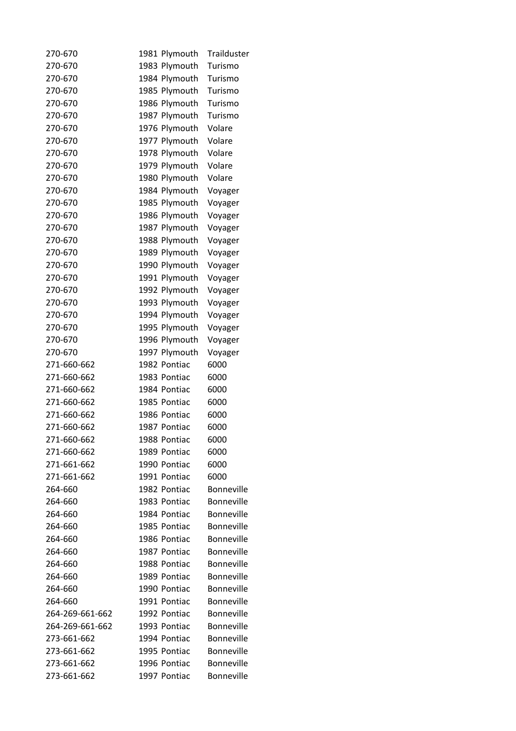| | | | |
|---|---|---|---|
| 270-670 | 1981 | Plymouth | Trailduster |
| 270-670 | 1983 | Plymouth | Turismo |
| 270-670 | 1984 | Plymouth | Turismo |
| 270-670 | 1985 | Plymouth | Turismo |
| 270-670 | 1986 | Plymouth | Turismo |
| 270-670 | 1987 | Plymouth | Turismo |
| 270-670 | 1976 | Plymouth | Volare |
| 270-670 | 1977 | Plymouth | Volare |
| 270-670 | 1978 | Plymouth | Volare |
| 270-670 | 1979 | Plymouth | Volare |
| 270-670 | 1980 | Plymouth | Volare |
| 270-670 | 1984 | Plymouth | Voyager |
| 270-670 | 1985 | Plymouth | Voyager |
| 270-670 | 1986 | Plymouth | Voyager |
| 270-670 | 1987 | Plymouth | Voyager |
| 270-670 | 1988 | Plymouth | Voyager |
| 270-670 | 1989 | Plymouth | Voyager |
| 270-670 | 1990 | Plymouth | Voyager |
| 270-670 | 1991 | Plymouth | Voyager |
| 270-670 | 1992 | Plymouth | Voyager |
| 270-670 | 1993 | Plymouth | Voyager |
| 270-670 | 1994 | Plymouth | Voyager |
| 270-670 | 1995 | Plymouth | Voyager |
| 270-670 | 1996 | Plymouth | Voyager |
| 270-670 | 1997 | Plymouth | Voyager |
| 271-660-662 | 1982 | Pontiac | 6000 |
| 271-660-662 | 1983 | Pontiac | 6000 |
| 271-660-662 | 1984 | Pontiac | 6000 |
| 271-660-662 | 1985 | Pontiac | 6000 |
| 271-660-662 | 1986 | Pontiac | 6000 |
| 271-660-662 | 1987 | Pontiac | 6000 |
| 271-660-662 | 1988 | Pontiac | 6000 |
| 271-660-662 | 1989 | Pontiac | 6000 |
| 271-661-662 | 1990 | Pontiac | 6000 |
| 271-661-662 | 1991 | Pontiac | 6000 |
| 264-660 | 1982 | Pontiac | Bonneville |
| 264-660 | 1983 | Pontiac | Bonneville |
| 264-660 | 1984 | Pontiac | Bonneville |
| 264-660 | 1985 | Pontiac | Bonneville |
| 264-660 | 1986 | Pontiac | Bonneville |
| 264-660 | 1987 | Pontiac | Bonneville |
| 264-660 | 1988 | Pontiac | Bonneville |
| 264-660 | 1989 | Pontiac | Bonneville |
| 264-660 | 1990 | Pontiac | Bonneville |
| 264-660 | 1991 | Pontiac | Bonneville |
| 264-269-661-662 | 1992 | Pontiac | Bonneville |
| 264-269-661-662 | 1993 | Pontiac | Bonneville |
| 273-661-662 | 1994 | Pontiac | Bonneville |
| 273-661-662 | 1995 | Pontiac | Bonneville |
| 273-661-662 | 1996 | Pontiac | Bonneville |
| 273-661-662 | 1997 | Pontiac | Bonneville |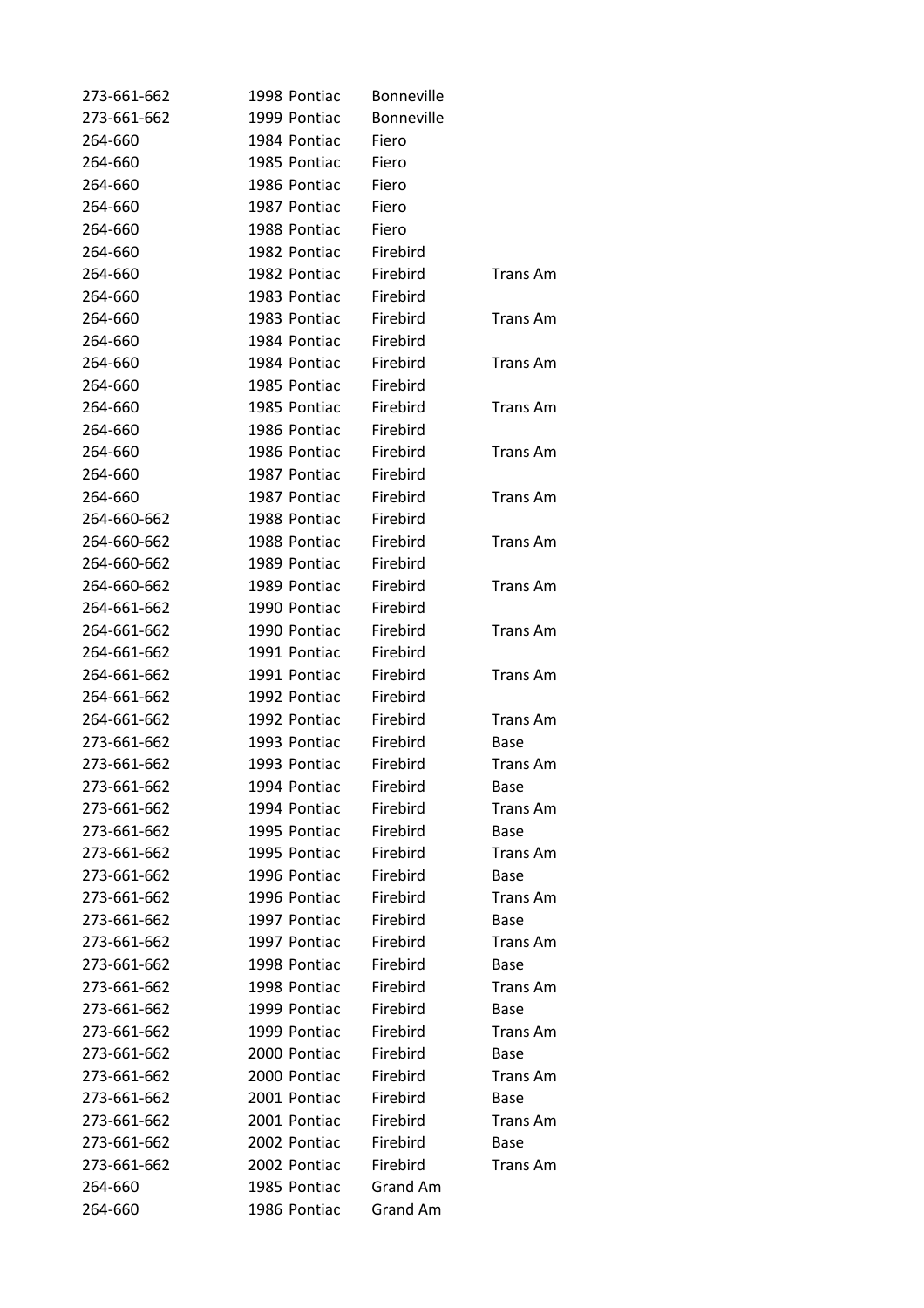| | | | | |
|---|---|---|---|---|
| 273-661-662 | 1998 | Pontiac | Bonneville | |
| 273-661-662 | 1999 | Pontiac | Bonneville | |
| 264-660 | 1984 | Pontiac | Fiero | |
| 264-660 | 1985 | Pontiac | Fiero | |
| 264-660 | 1986 | Pontiac | Fiero | |
| 264-660 | 1987 | Pontiac | Fiero | |
| 264-660 | 1988 | Pontiac | Fiero | |
| 264-660 | 1982 | Pontiac | Firebird | |
| 264-660 | 1982 | Pontiac | Firebird | Trans Am |
| 264-660 | 1983 | Pontiac | Firebird | |
| 264-660 | 1983 | Pontiac | Firebird | Trans Am |
| 264-660 | 1984 | Pontiac | Firebird | |
| 264-660 | 1984 | Pontiac | Firebird | Trans Am |
| 264-660 | 1985 | Pontiac | Firebird | |
| 264-660 | 1985 | Pontiac | Firebird | Trans Am |
| 264-660 | 1986 | Pontiac | Firebird | |
| 264-660 | 1986 | Pontiac | Firebird | Trans Am |
| 264-660 | 1987 | Pontiac | Firebird | |
| 264-660 | 1987 | Pontiac | Firebird | Trans Am |
| 264-660-662 | 1988 | Pontiac | Firebird | |
| 264-660-662 | 1988 | Pontiac | Firebird | Trans Am |
| 264-660-662 | 1989 | Pontiac | Firebird | |
| 264-660-662 | 1989 | Pontiac | Firebird | Trans Am |
| 264-661-662 | 1990 | Pontiac | Firebird | |
| 264-661-662 | 1990 | Pontiac | Firebird | Trans Am |
| 264-661-662 | 1991 | Pontiac | Firebird | |
| 264-661-662 | 1991 | Pontiac | Firebird | Trans Am |
| 264-661-662 | 1992 | Pontiac | Firebird | |
| 264-661-662 | 1992 | Pontiac | Firebird | Trans Am |
| 273-661-662 | 1993 | Pontiac | Firebird | Base |
| 273-661-662 | 1993 | Pontiac | Firebird | Trans Am |
| 273-661-662 | 1994 | Pontiac | Firebird | Base |
| 273-661-662 | 1994 | Pontiac | Firebird | Trans Am |
| 273-661-662 | 1995 | Pontiac | Firebird | Base |
| 273-661-662 | 1995 | Pontiac | Firebird | Trans Am |
| 273-661-662 | 1996 | Pontiac | Firebird | Base |
| 273-661-662 | 1996 | Pontiac | Firebird | Trans Am |
| 273-661-662 | 1997 | Pontiac | Firebird | Base |
| 273-661-662 | 1997 | Pontiac | Firebird | Trans Am |
| 273-661-662 | 1998 | Pontiac | Firebird | Base |
| 273-661-662 | 1998 | Pontiac | Firebird | Trans Am |
| 273-661-662 | 1999 | Pontiac | Firebird | Base |
| 273-661-662 | 1999 | Pontiac | Firebird | Trans Am |
| 273-661-662 | 2000 | Pontiac | Firebird | Base |
| 273-661-662 | 2000 | Pontiac | Firebird | Trans Am |
| 273-661-662 | 2001 | Pontiac | Firebird | Base |
| 273-661-662 | 2001 | Pontiac | Firebird | Trans Am |
| 273-661-662 | 2002 | Pontiac | Firebird | Base |
| 273-661-662 | 2002 | Pontiac | Firebird | Trans Am |
| 264-660 | 1985 | Pontiac | Grand Am | |
| 264-660 | 1986 | Pontiac | Grand Am | |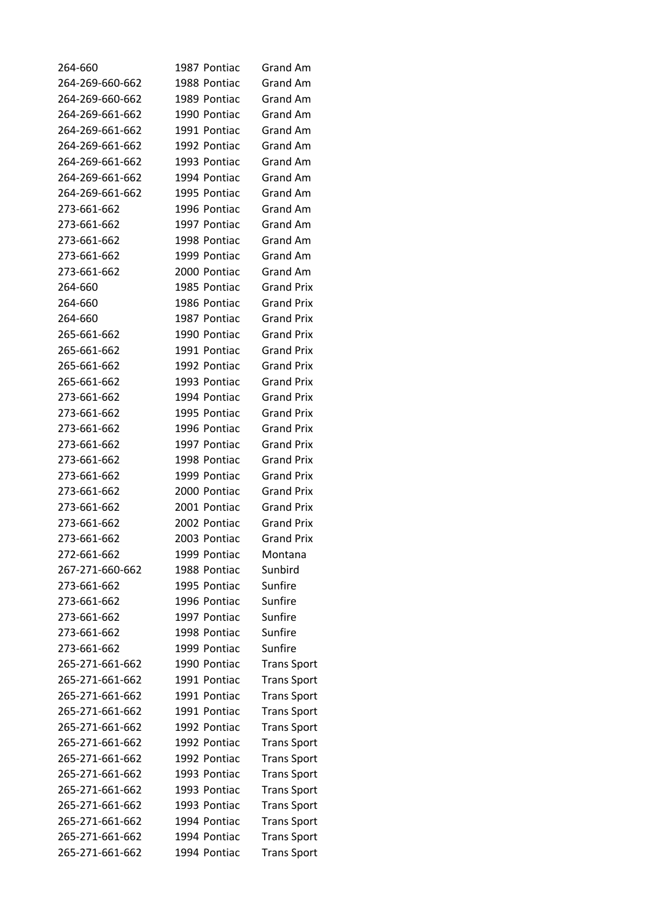| | | | |
|---|---|---|---|
| 264-660 | 1987 | Pontiac | Grand Am |
| 264-269-660-662 | 1988 | Pontiac | Grand Am |
| 264-269-660-662 | 1989 | Pontiac | Grand Am |
| 264-269-661-662 | 1990 | Pontiac | Grand Am |
| 264-269-661-662 | 1991 | Pontiac | Grand Am |
| 264-269-661-662 | 1992 | Pontiac | Grand Am |
| 264-269-661-662 | 1993 | Pontiac | Grand Am |
| 264-269-661-662 | 1994 | Pontiac | Grand Am |
| 264-269-661-662 | 1995 | Pontiac | Grand Am |
| 273-661-662 | 1996 | Pontiac | Grand Am |
| 273-661-662 | 1997 | Pontiac | Grand Am |
| 273-661-662 | 1998 | Pontiac | Grand Am |
| 273-661-662 | 1999 | Pontiac | Grand Am |
| 273-661-662 | 2000 | Pontiac | Grand Am |
| 264-660 | 1985 | Pontiac | Grand Prix |
| 264-660 | 1986 | Pontiac | Grand Prix |
| 264-660 | 1987 | Pontiac | Grand Prix |
| 265-661-662 | 1990 | Pontiac | Grand Prix |
| 265-661-662 | 1991 | Pontiac | Grand Prix |
| 265-661-662 | 1992 | Pontiac | Grand Prix |
| 265-661-662 | 1993 | Pontiac | Grand Prix |
| 273-661-662 | 1994 | Pontiac | Grand Prix |
| 273-661-662 | 1995 | Pontiac | Grand Prix |
| 273-661-662 | 1996 | Pontiac | Grand Prix |
| 273-661-662 | 1997 | Pontiac | Grand Prix |
| 273-661-662 | 1998 | Pontiac | Grand Prix |
| 273-661-662 | 1999 | Pontiac | Grand Prix |
| 273-661-662 | 2000 | Pontiac | Grand Prix |
| 273-661-662 | 2001 | Pontiac | Grand Prix |
| 273-661-662 | 2002 | Pontiac | Grand Prix |
| 273-661-662 | 2003 | Pontiac | Grand Prix |
| 272-661-662 | 1999 | Pontiac | Montana |
| 267-271-660-662 | 1988 | Pontiac | Sunbird |
| 273-661-662 | 1995 | Pontiac | Sunfire |
| 273-661-662 | 1996 | Pontiac | Sunfire |
| 273-661-662 | 1997 | Pontiac | Sunfire |
| 273-661-662 | 1998 | Pontiac | Sunfire |
| 273-661-662 | 1999 | Pontiac | Sunfire |
| 265-271-661-662 | 1990 | Pontiac | Trans Sport |
| 265-271-661-662 | 1991 | Pontiac | Trans Sport |
| 265-271-661-662 | 1991 | Pontiac | Trans Sport |
| 265-271-661-662 | 1991 | Pontiac | Trans Sport |
| 265-271-661-662 | 1992 | Pontiac | Trans Sport |
| 265-271-661-662 | 1992 | Pontiac | Trans Sport |
| 265-271-661-662 | 1992 | Pontiac | Trans Sport |
| 265-271-661-662 | 1993 | Pontiac | Trans Sport |
| 265-271-661-662 | 1993 | Pontiac | Trans Sport |
| 265-271-661-662 | 1993 | Pontiac | Trans Sport |
| 265-271-661-662 | 1994 | Pontiac | Trans Sport |
| 265-271-661-662 | 1994 | Pontiac | Trans Sport |
| 265-271-661-662 | 1994 | Pontiac | Trans Sport |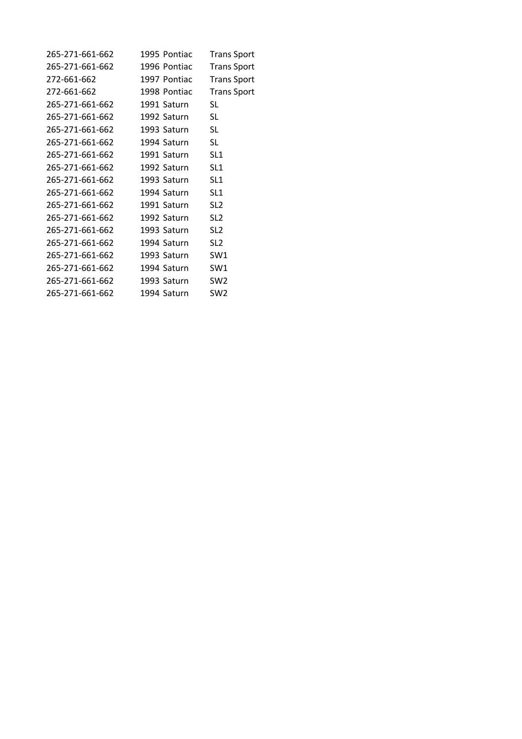| | | | |
|---|---|---|---|
| 265-271-661-662 | 1995 | Pontiac | Trans Sport |
| 265-271-661-662 | 1996 | Pontiac | Trans Sport |
| 272-661-662 | 1997 | Pontiac | Trans Sport |
| 272-661-662 | 1998 | Pontiac | Trans Sport |
| 265-271-661-662 | 1991 | Saturn | SL |
| 265-271-661-662 | 1992 | Saturn | SL |
| 265-271-661-662 | 1993 | Saturn | SL |
| 265-271-661-662 | 1994 | Saturn | SL |
| 265-271-661-662 | 1991 | Saturn | SL1 |
| 265-271-661-662 | 1992 | Saturn | SL1 |
| 265-271-661-662 | 1993 | Saturn | SL1 |
| 265-271-661-662 | 1994 | Saturn | SL1 |
| 265-271-661-662 | 1991 | Saturn | SL2 |
| 265-271-661-662 | 1992 | Saturn | SL2 |
| 265-271-661-662 | 1993 | Saturn | SL2 |
| 265-271-661-662 | 1994 | Saturn | SL2 |
| 265-271-661-662 | 1993 | Saturn | SW1 |
| 265-271-661-662 | 1994 | Saturn | SW1 |
| 265-271-661-662 | 1993 | Saturn | SW2 |
| 265-271-661-662 | 1994 | Saturn | SW2 |